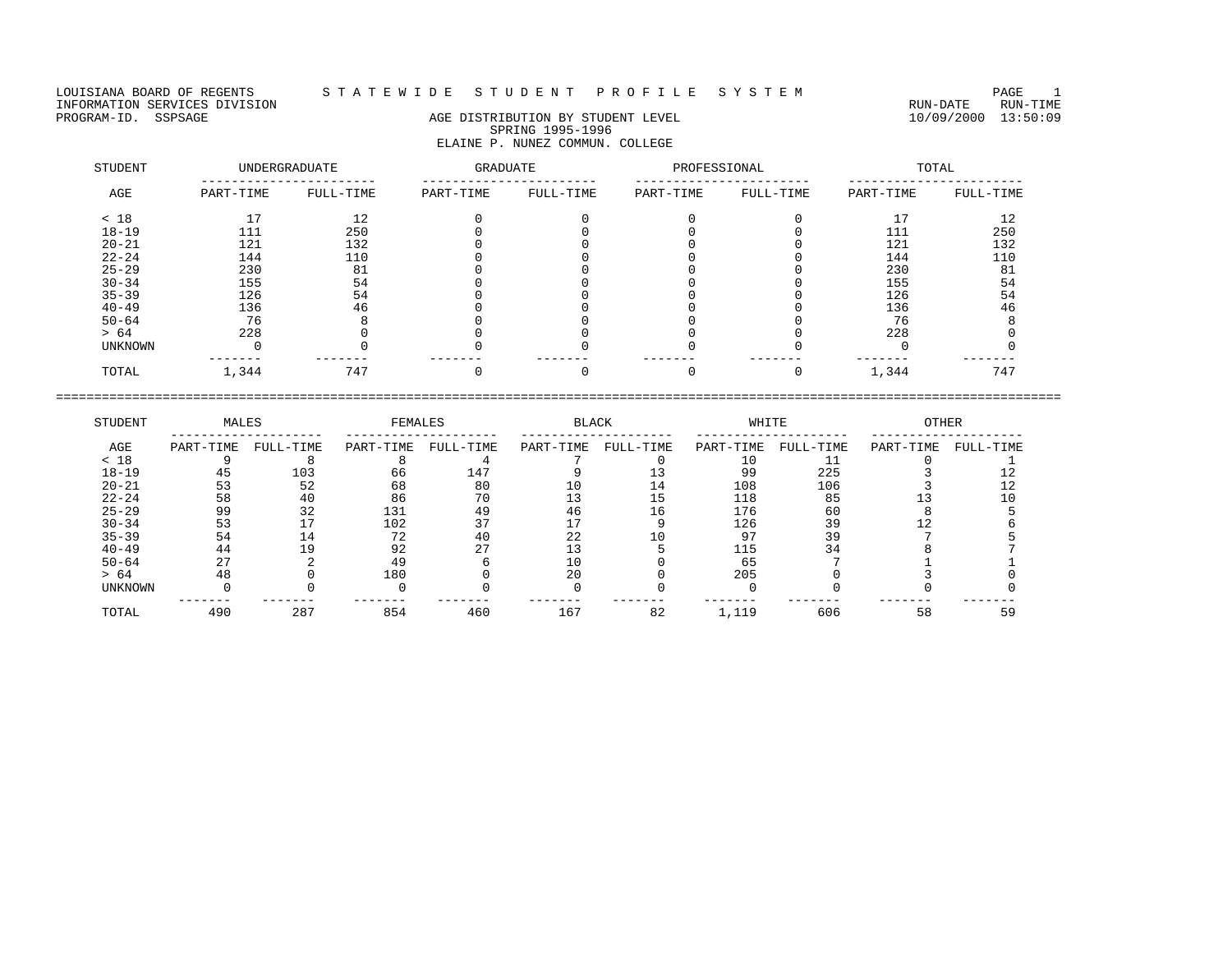LOUISIANA BOARD OF REGENTS — STATEWIDE STUDENT PROFILE SYSTEM

INFORMATION SERVICES DIVISION — RUN-DATE 10/09/2000, RUN-TIME 13:50:09

PROGRAM-ID. SSPSAGE

## AGE DISTRIBUTION BY STUDENT LEVEL

### SPRING 1995-1996

### ELAINE P. NUNEZ COMMUN. COLLEGE

| STUDENT | UNDERGRADUATE | | GRADUATE | | PROFESSIONAL | | TOTAL | |
|---|---|---|---|---|---|---|---|---|
| AGE | PART-TIME | FULL-TIME | PART-TIME | FULL-TIME | PART-TIME | FULL-TIME | PART-TIME | FULL-TIME |
| < 18 | 17 | 12 | 0 | 0 | 0 | 0 | 17 | 12 |
| 18-19 | 111 | 250 | 0 | 0 | 0 | 0 | 111 | 250 |
| 20-21 | 121 | 132 | 0 | 0 | 0 | 0 | 121 | 132 |
| 22-24 | 144 | 110 | 0 | 0 | 0 | 0 | 144 | 110 |
| 25-29 | 230 | 81 | 0 | 0 | 0 | 0 | 230 | 81 |
| 30-34 | 155 | 54 | 0 | 0 | 0 | 0 | 155 | 54 |
| 35-39 | 126 | 54 | 0 | 0 | 0 | 0 | 126 | 54 |
| 40-49 | 136 | 46 | 0 | 0 | 0 | 0 | 136 | 46 |
| 50-64 | 76 | 8 | 0 | 0 | 0 | 0 | 76 | 8 |
| > 64 | 228 | 0 | 0 | 0 | 0 | 0 | 228 | 0 |
| UNKNOWN | 0 | 0 | 0 | 0 | 0 | 0 | 0 | 0 |
| TOTAL | 1,344 | 747 | 0 | 0 | 0 | 0 | 1,344 | 747 |

| STUDENT | MALES | | FEMALES | | BLACK | | WHITE | | OTHER | |
|---|---|---|---|---|---|---|---|---|---|---|
| AGE | PART-TIME | FULL-TIME | PART-TIME | FULL-TIME | PART-TIME | FULL-TIME | PART-TIME | FULL-TIME | PART-TIME | FULL-TIME |
| < 18 | 9 | 8 | 8 | 4 | 7 | 0 | 10 | 11 | 0 | 1 |
| 18-19 | 45 | 103 | 66 | 147 | 9 | 13 | 99 | 225 | 3 | 12 |
| 20-21 | 53 | 52 | 68 | 80 | 10 | 14 | 108 | 106 | 3 | 12 |
| 22-24 | 58 | 40 | 86 | 70 | 13 | 15 | 118 | 85 | 13 | 10 |
| 25-29 | 99 | 32 | 131 | 49 | 46 | 16 | 176 | 60 | 8 | 5 |
| 30-34 | 53 | 17 | 102 | 37 | 17 | 9 | 126 | 39 | 12 | 6 |
| 35-39 | 54 | 14 | 72 | 40 | 22 | 10 | 97 | 39 | 7 | 5 |
| 40-49 | 44 | 19 | 92 | 27 | 13 | 5 | 115 | 34 | 8 | 7 |
| 50-64 | 27 | 2 | 49 | 6 | 10 | 0 | 65 | 7 | 1 | 1 |
| > 64 | 48 | 0 | 180 | 0 | 20 | 0 | 205 | 0 | 3 | 0 |
| UNKNOWN | 0 | 0 | 0 | 0 | 0 | 0 | 0 | 0 | 0 | 0 |
| TOTAL | 490 | 287 | 854 | 460 | 167 | 82 | 1,119 | 606 | 58 | 59 |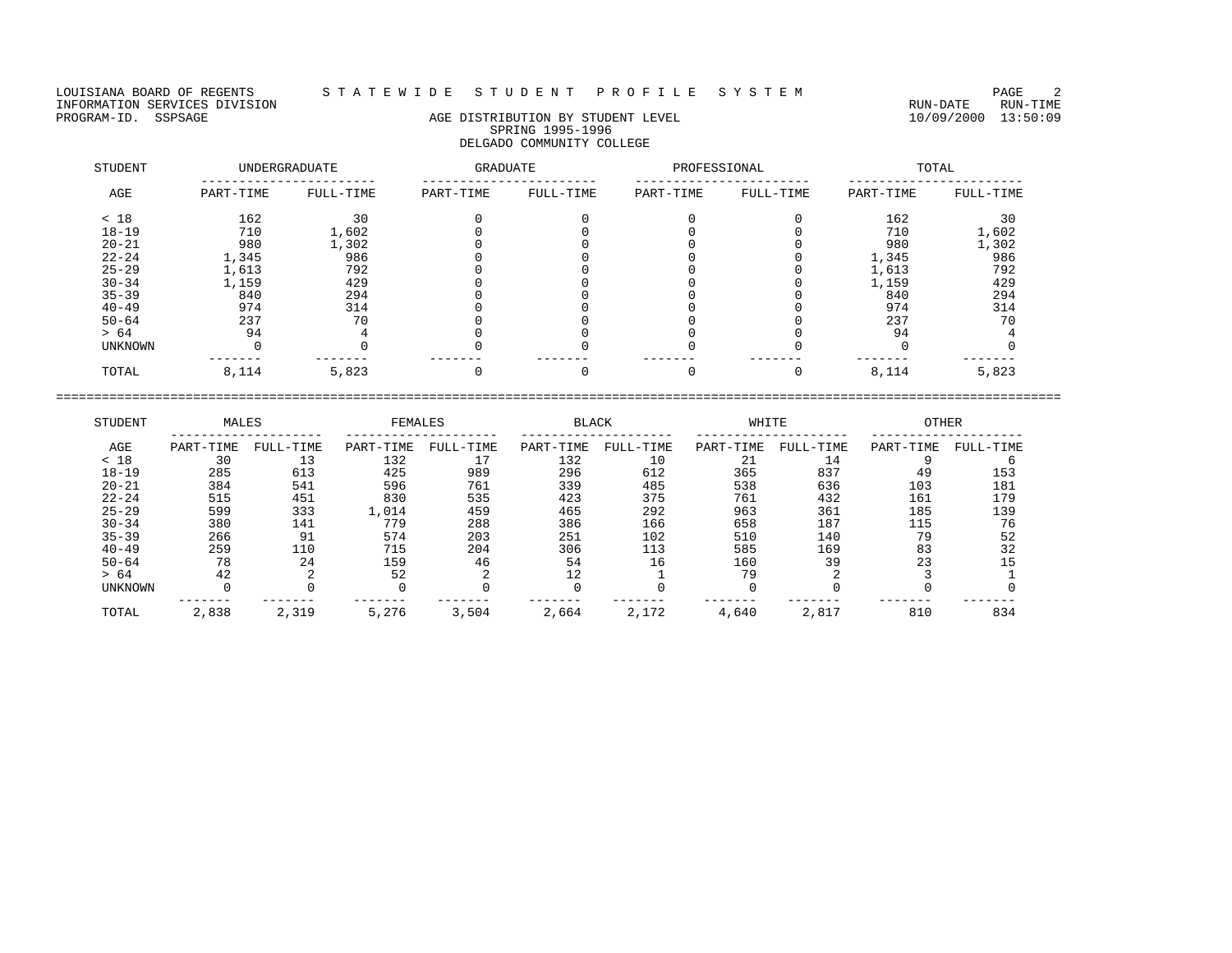LOUISIANA BOARD OF REGENTS — STATEWIDE STUDENT PROFILE SYSTEM
INFORMATION SERVICES DIVISION — RUN-DATE 10/09/2000 RUN-TIME 13:50:09
PROGRAM-ID. SSPSAGE

## AGE DISTRIBUTION BY STUDENT LEVEL
### SPRING 1995-1996
### DELGADO COMMUNITY COLLEGE

| STUDENT AGE | UNDERGRADUATE | | GRADUATE | | PROFESSIONAL | | TOTAL | |
|---|---|---|---|---|---|---|---|---|
| | PART-TIME | FULL-TIME | PART-TIME | FULL-TIME | PART-TIME | FULL-TIME | PART-TIME | FULL-TIME |
| < 18 | 162 | 30 | 0 | 0 | 0 | 0 | 162 | 30 |
| 18-19 | 710 | 1,602 | 0 | 0 | 0 | 0 | 710 | 1,602 |
| 20-21 | 980 | 1,302 | 0 | 0 | 0 | 0 | 980 | 1,302 |
| 22-24 | 1,345 | 986 | 0 | 0 | 0 | 0 | 1,345 | 986 |
| 25-29 | 1,613 | 792 | 0 | 0 | 0 | 0 | 1,613 | 792 |
| 30-34 | 1,159 | 429 | 0 | 0 | 0 | 0 | 1,159 | 429 |
| 35-39 | 840 | 294 | 0 | 0 | 0 | 0 | 840 | 294 |
| 40-49 | 974 | 314 | 0 | 0 | 0 | 0 | 974 | 314 |
| 50-64 | 237 | 70 | 0 | 0 | 0 | 0 | 237 | 70 |
| > 64 | 94 | 4 | 0 | 0 | 0 | 0 | 94 | 4 |
| UNKNOWN | 0 | 0 | 0 | 0 | 0 | 0 | 0 | 0 |
| TOTAL | 8,114 | 5,823 | 0 | 0 | 0 | 0 | 8,114 | 5,823 |

| STUDENT AGE | MALES | | FEMALES | | BLACK | | WHITE | | OTHER | |
|---|---|---|---|---|---|---|---|---|---|---|
| | PART-TIME | FULL-TIME | PART-TIME | FULL-TIME | PART-TIME | FULL-TIME | PART-TIME | FULL-TIME | PART-TIME | FULL-TIME |
| < 18 | 30 | 13 | 132 | 17 | 132 | 10 | 21 | 14 | 9 | 6 |
| 18-19 | 285 | 613 | 425 | 989 | 296 | 612 | 365 | 837 | 49 | 153 |
| 20-21 | 384 | 541 | 596 | 761 | 339 | 485 | 538 | 636 | 103 | 181 |
| 22-24 | 515 | 451 | 830 | 535 | 423 | 375 | 761 | 432 | 161 | 179 |
| 25-29 | 599 | 333 | 1,014 | 459 | 465 | 292 | 963 | 361 | 185 | 139 |
| 30-34 | 380 | 141 | 779 | 288 | 386 | 166 | 658 | 187 | 115 | 76 |
| 35-39 | 266 | 91 | 574 | 203 | 251 | 102 | 510 | 140 | 79 | 52 |
| 40-49 | 259 | 110 | 715 | 204 | 306 | 113 | 585 | 169 | 83 | 32 |
| 50-64 | 78 | 24 | 159 | 46 | 54 | 16 | 160 | 39 | 23 | 15 |
| > 64 | 42 | 2 | 52 | 2 | 12 | 1 | 79 | 2 | 3 | 1 |
| UNKNOWN | 0 | 0 | 0 | 0 | 0 | 0 | 0 | 0 | 0 | 0 |
| TOTAL | 2,838 | 2,319 | 5,276 | 3,504 | 2,664 | 2,172 | 4,640 | 2,817 | 810 | 834 |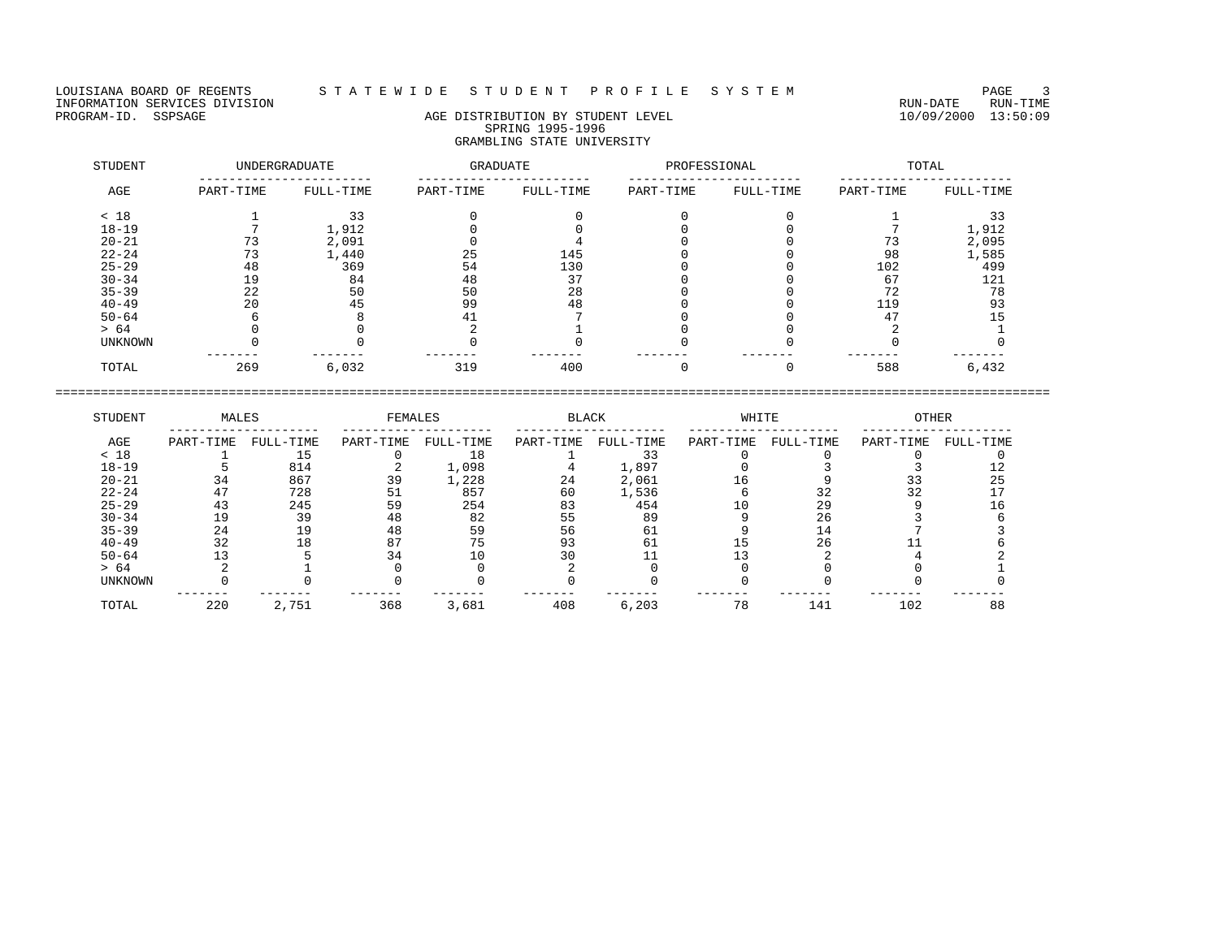LOUISIANA BOARD OF REGENTS — S T A T E W I D E   S T U D E N T   P R O F I L E   S Y S T E M

INFORMATION SERVICES DIVISION — RUN-DATE 10/09/2000 RUN-TIME 13:50:09

PROGRAM-ID. SSPSAGE

# AGE DISTRIBUTION BY STUDENT LEVEL
## SPRING 1995-1996
## GRAMBLING STATE UNIVERSITY

| STUDENT | UNDERGRADUATE | | GRADUATE | | PROFESSIONAL | | TOTAL | |
|---|---|---|---|---|---|---|---|---|
| AGE | PART-TIME | FULL-TIME | PART-TIME | FULL-TIME | PART-TIME | FULL-TIME | PART-TIME | FULL-TIME |
| < 18 | 1 | 33 | 0 | 0 | 0 | 0 | 1 | 33 |
| 18-19 | 7 | 1,912 | 0 | 0 | 0 | 0 | 7 | 1,912 |
| 20-21 | 73 | 2,091 | 0 | 4 | 0 | 0 | 73 | 2,095 |
| 22-24 | 73 | 1,440 | 25 | 145 | 0 | 0 | 98 | 1,585 |
| 25-29 | 48 | 369 | 54 | 130 | 0 | 0 | 102 | 499 |
| 30-34 | 19 | 84 | 48 | 37 | 0 | 0 | 67 | 121 |
| 35-39 | 22 | 50 | 50 | 28 | 0 | 0 | 72 | 78 |
| 40-49 | 20 | 45 | 99 | 48 | 0 | 0 | 119 | 93 |
| 50-64 | 6 | 8 | 41 | 7 | 0 | 0 | 47 | 15 |
| > 64 | 0 | 0 | 2 | 1 | 0 | 0 | 2 | 1 |
| UNKNOWN | 0 | 0 | 0 | 0 | 0 | 0 | 0 | 0 |
| TOTAL | 269 | 6,032 | 319 | 400 | 0 | 0 | 588 | 6,432 |

| STUDENT | MALES | | FEMALES | | BLACK | | WHITE | | OTHER | |
|---|---|---|---|---|---|---|---|---|---|---|
| AGE | PART-TIME | FULL-TIME | PART-TIME | FULL-TIME | PART-TIME | FULL-TIME | PART-TIME | FULL-TIME | PART-TIME | FULL-TIME |
| < 18 | 1 | 15 | 0 | 18 | 1 | 33 | 0 | 0 | 0 | 0 |
| 18-19 | 5 | 814 | 2 | 1,098 | 4 | 1,897 | 0 | 3 | 3 | 12 |
| 20-21 | 34 | 867 | 39 | 1,228 | 24 | 2,061 | 16 | 9 | 33 | 25 |
| 22-24 | 47 | 728 | 51 | 857 | 60 | 1,536 | 6 | 32 | 32 | 17 |
| 25-29 | 43 | 245 | 59 | 254 | 83 | 454 | 10 | 29 | 9 | 16 |
| 30-34 | 19 | 39 | 48 | 82 | 55 | 89 | 9 | 26 | 3 | 6 |
| 35-39 | 24 | 19 | 48 | 59 | 56 | 61 | 9 | 14 | 7 | 3 |
| 40-49 | 32 | 18 | 87 | 75 | 93 | 61 | 15 | 26 | 11 | 6 |
| 50-64 | 13 | 5 | 34 | 10 | 30 | 11 | 13 | 2 | 4 | 2 |
| > 64 | 2 | 1 | 0 | 0 | 2 | 0 | 0 | 0 | 0 | 1 |
| UNKNOWN | 0 | 0 | 0 | 0 | 0 | 0 | 0 | 0 | 0 | 0 |
| TOTAL | 220 | 2,751 | 368 | 3,681 | 408 | 6,203 | 78 | 141 | 102 | 88 |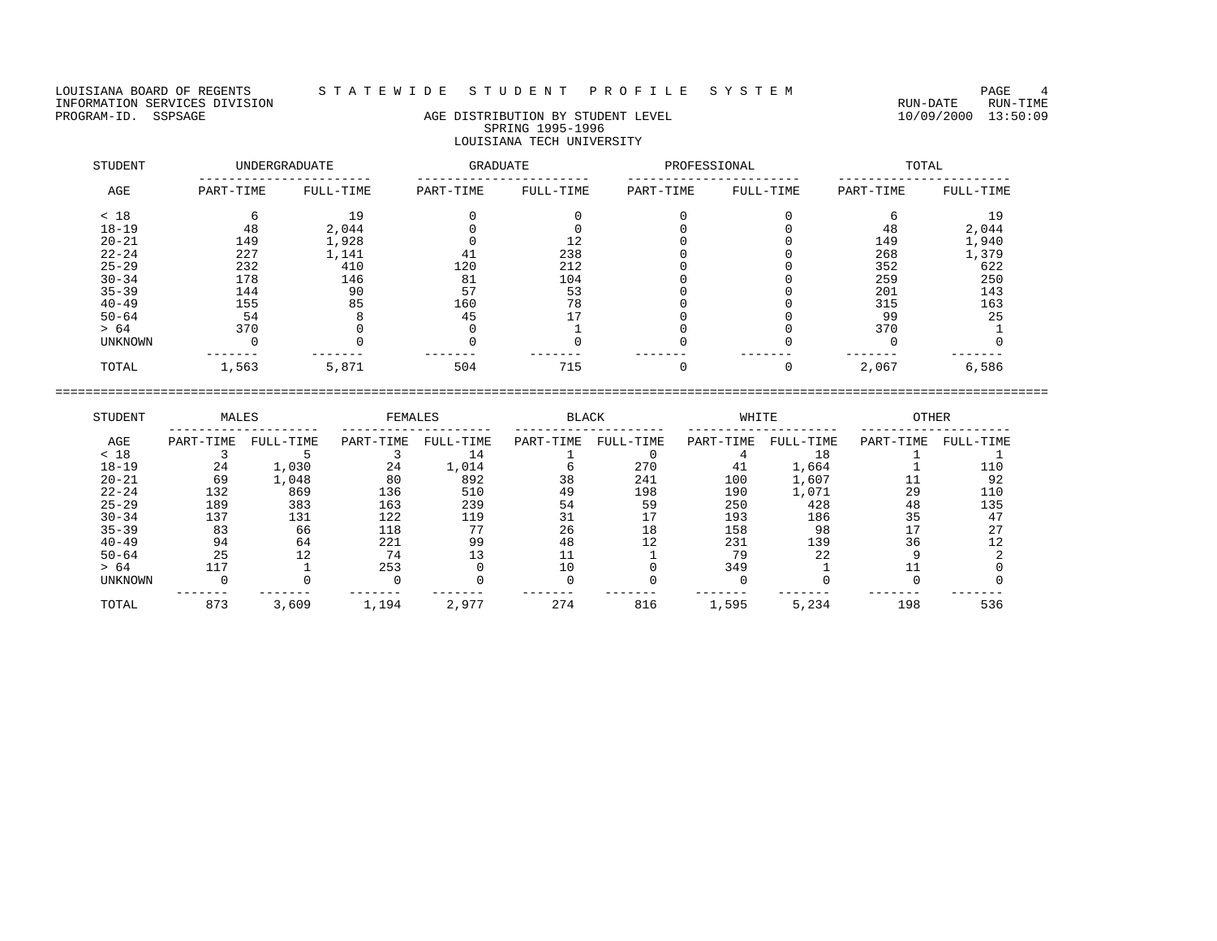LOUISIANA BOARD OF REGENTS — STATEWIDE STUDENT PROFILE SYSTEM
INFORMATION SERVICES DIVISION — RUN-DATE 10/09/2000 RUN-TIME 13:50:09
PROGRAM-ID. SSPSAGE

## AGE DISTRIBUTION BY STUDENT LEVEL
### SPRING 1995-1996
### LOUISIANA TECH UNIVERSITY

| STUDENT | UNDERGRADUATE | | GRADUATE | | PROFESSIONAL | | TOTAL | |
|---|---|---|---|---|---|---|---|---|
| AGE | PART-TIME | FULL-TIME | PART-TIME | FULL-TIME | PART-TIME | FULL-TIME | PART-TIME | FULL-TIME |
| < 18 | 6 | 19 | 0 | 0 | 0 | 0 | 6 | 19 |
| 18-19 | 48 | 2,044 | 0 | 0 | 0 | 0 | 48 | 2,044 |
| 20-21 | 149 | 1,928 | 0 | 12 | 0 | 0 | 149 | 1,940 |
| 22-24 | 227 | 1,141 | 41 | 238 | 0 | 0 | 268 | 1,379 |
| 25-29 | 232 | 410 | 120 | 212 | 0 | 0 | 352 | 622 |
| 30-34 | 178 | 146 | 81 | 104 | 0 | 0 | 259 | 250 |
| 35-39 | 144 | 90 | 57 | 53 | 0 | 0 | 201 | 143 |
| 40-49 | 155 | 85 | 160 | 78 | 0 | 0 | 315 | 163 |
| 50-64 | 54 | 8 | 45 | 17 | 0 | 0 | 99 | 25 |
| > 64 | 370 | 0 | 0 | 1 | 0 | 0 | 370 | 1 |
| UNKNOWN | 0 | 0 | 0 | 0 | 0 | 0 | 0 | 0 |
| TOTAL | 1,563 | 5,871 | 504 | 715 | 0 | 0 | 2,067 | 6,586 |

| STUDENT | MALES | | FEMALES | | BLACK | | WHITE | | OTHER | |
|---|---|---|---|---|---|---|---|---|---|---|
| AGE | PART-TIME | FULL-TIME | PART-TIME | FULL-TIME | PART-TIME | FULL-TIME | PART-TIME | FULL-TIME | PART-TIME | FULL-TIME |
| < 18 | 3 | 5 | 3 | 14 | 1 | 0 | 4 | 18 | 1 | 1 |
| 18-19 | 24 | 1,030 | 24 | 1,014 | 6 | 270 | 41 | 1,664 | 1 | 110 |
| 20-21 | 69 | 1,048 | 80 | 892 | 38 | 241 | 100 | 1,607 | 11 | 92 |
| 22-24 | 132 | 869 | 136 | 510 | 49 | 198 | 190 | 1,071 | 29 | 110 |
| 25-29 | 189 | 383 | 163 | 239 | 54 | 59 | 250 | 428 | 48 | 135 |
| 30-34 | 137 | 131 | 122 | 119 | 31 | 17 | 193 | 186 | 35 | 47 |
| 35-39 | 83 | 66 | 118 | 77 | 26 | 18 | 158 | 98 | 17 | 27 |
| 40-49 | 94 | 64 | 221 | 99 | 48 | 12 | 231 | 139 | 36 | 12 |
| 50-64 | 25 | 12 | 74 | 13 | 11 | 1 | 79 | 22 | 9 | 2 |
| > 64 | 117 | 1 | 253 | 0 | 10 | 0 | 349 | 1 | 11 | 0 |
| UNKNOWN | 0 | 0 | 0 | 0 | 0 | 0 | 0 | 0 | 0 | 0 |
| TOTAL | 873 | 3,609 | 1,194 | 2,977 | 274 | 816 | 1,595 | 5,234 | 198 | 536 |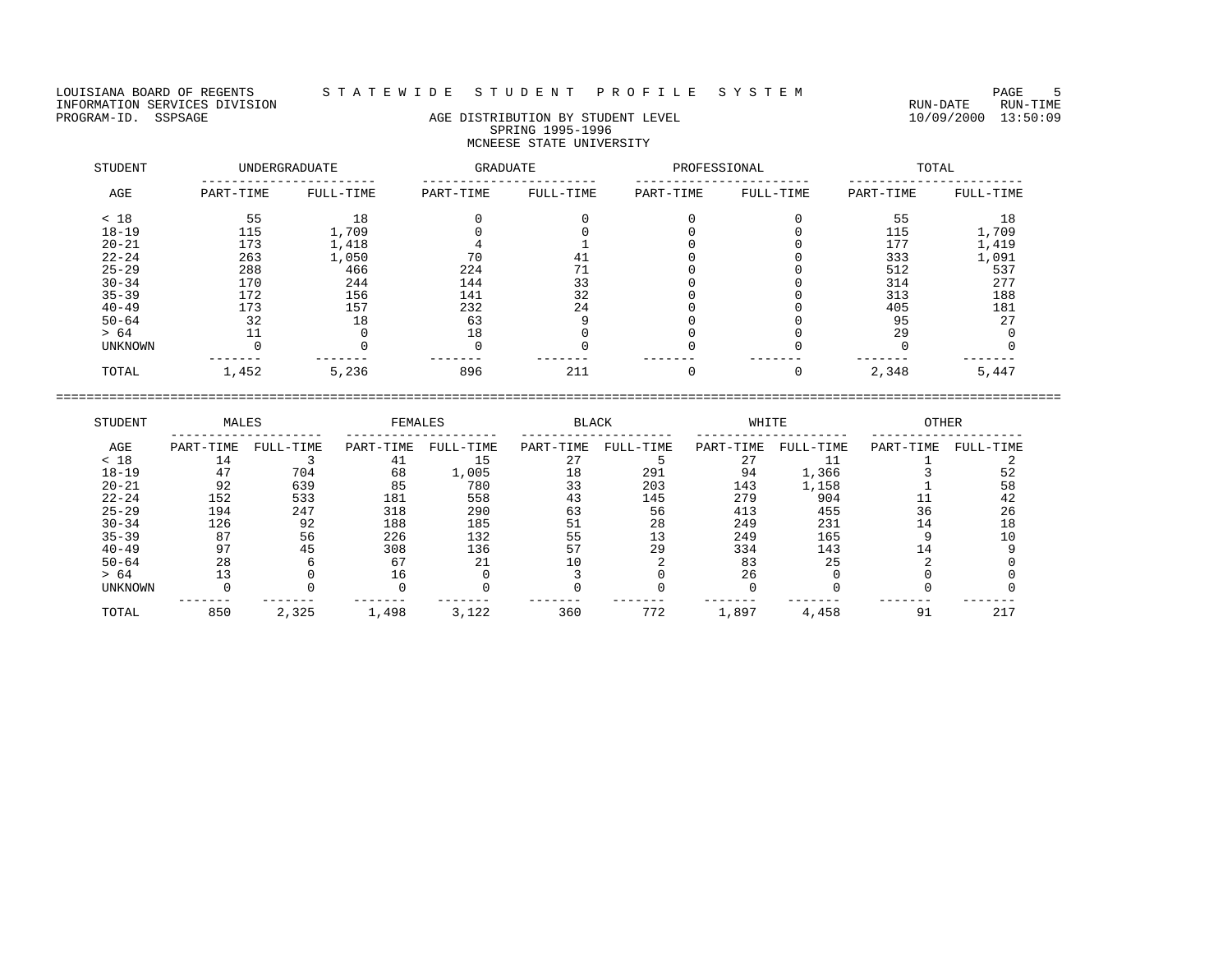LOUISIANA BOARD OF REGENTS — STATEWIDE STUDENT PROFILE SYSTEM
INFORMATION SERVICES DIVISION — RUN-DATE 10/09/2000 RUN-TIME 13:50:09
PROGRAM-ID. SSPSAGE

# AGE DISTRIBUTION BY STUDENT LEVEL
## SPRING 1995-1996
## MCNEESE STATE UNIVERSITY

| STUDENT | UNDERGRADUATE | | GRADUATE | | PROFESSIONAL | | TOTAL | |
|---|---|---|---|---|---|---|---|---|
| AGE | PART-TIME | FULL-TIME | PART-TIME | FULL-TIME | PART-TIME | FULL-TIME | PART-TIME | FULL-TIME |
| < 18 | 55 | 18 | 0 | 0 | 0 | 0 | 55 | 18 |
| 18-19 | 115 | 1,709 | 0 | 0 | 0 | 0 | 115 | 1,709 |
| 20-21 | 173 | 1,418 | 4 | 1 | 0 | 0 | 177 | 1,419 |
| 22-24 | 263 | 1,050 | 70 | 41 | 0 | 0 | 333 | 1,091 |
| 25-29 | 288 | 466 | 224 | 71 | 0 | 0 | 512 | 537 |
| 30-34 | 170 | 244 | 144 | 33 | 0 | 0 | 314 | 277 |
| 35-39 | 172 | 156 | 141 | 32 | 0 | 0 | 313 | 188 |
| 40-49 | 173 | 157 | 232 | 24 | 0 | 0 | 405 | 181 |
| 50-64 | 32 | 18 | 63 | 9 | 0 | 0 | 95 | 27 |
| > 64 | 11 | 0 | 18 | 0 | 0 | 0 | 29 | 0 |
| UNKNOWN | 0 | 0 | 0 | 0 | 0 | 0 | 0 | 0 |
| TOTAL | 1,452 | 5,236 | 896 | 211 | 0 | 0 | 2,348 | 5,447 |

| STUDENT | MALES | | FEMALES | | BLACK | | WHITE | | OTHER | |
|---|---|---|---|---|---|---|---|---|---|---|
| AGE | PART-TIME | FULL-TIME | PART-TIME | FULL-TIME | PART-TIME | FULL-TIME | PART-TIME | FULL-TIME | PART-TIME | FULL-TIME |
| < 18 | 14 | 3 | 41 | 15 | 27 | 5 | 27 | 11 | 1 | 2 |
| 18-19 | 47 | 704 | 68 | 1,005 | 18 | 291 | 94 | 1,366 | 3 | 52 |
| 20-21 | 92 | 639 | 85 | 780 | 33 | 203 | 143 | 1,158 | 1 | 58 |
| 22-24 | 152 | 533 | 181 | 558 | 43 | 145 | 279 | 904 | 11 | 42 |
| 25-29 | 194 | 247 | 318 | 290 | 63 | 56 | 413 | 455 | 36 | 26 |
| 30-34 | 126 | 92 | 188 | 185 | 51 | 28 | 249 | 231 | 14 | 18 |
| 35-39 | 87 | 56 | 226 | 132 | 55 | 13 | 249 | 165 | 9 | 10 |
| 40-49 | 97 | 45 | 308 | 136 | 57 | 29 | 334 | 143 | 14 | 9 |
| 50-64 | 28 | 6 | 67 | 21 | 10 | 2 | 83 | 25 | 2 | 0 |
| > 64 | 13 | 0 | 16 | 0 | 3 | 0 | 26 | 0 | 0 | 0 |
| UNKNOWN | 0 | 0 | 0 | 0 | 0 | 0 | 0 | 0 | 0 | 0 |
| TOTAL | 850 | 2,325 | 1,498 | 3,122 | 360 | 772 | 1,897 | 4,458 | 91 | 217 |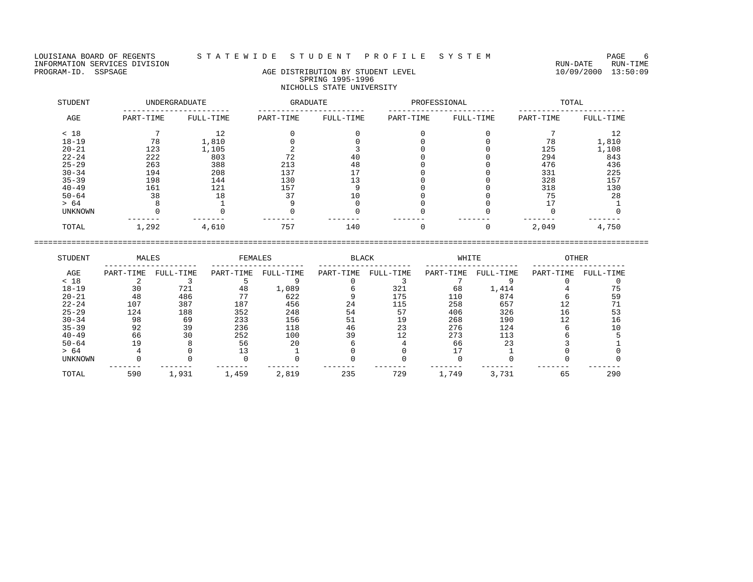LOUISIANA BOARD OF REGENTS — STATEWIDE STUDENT PROFILE SYSTEM
INFORMATION SERVICES DIVISION — RUN-DATE 10/09/2000 RUN-TIME 13:50:09
PROGRAM-ID. SSPSAGE

# AGE DISTRIBUTION BY STUDENT LEVEL
## SPRING 1995-1996
## NICHOLLS STATE UNIVERSITY

| STUDENT | UNDERGRADUATE | | GRADUATE | | PROFESSIONAL | | TOTAL | |
|---|---|---|---|---|---|---|---|---|
| AGE | PART-TIME | FULL-TIME | PART-TIME | FULL-TIME | PART-TIME | FULL-TIME | PART-TIME | FULL-TIME |
| < 18 | 7 | 12 | 0 | 0 | 0 | 0 | 7 | 12 |
| 18-19 | 78 | 1,810 | 0 | 0 | 0 | 0 | 78 | 1,810 |
| 20-21 | 123 | 1,105 | 2 | 3 | 0 | 0 | 125 | 1,108 |
| 22-24 | 222 | 803 | 72 | 40 | 0 | 0 | 294 | 843 |
| 25-29 | 263 | 388 | 213 | 48 | 0 | 0 | 476 | 436 |
| 30-34 | 194 | 208 | 137 | 17 | 0 | 0 | 331 | 225 |
| 35-39 | 198 | 144 | 130 | 13 | 0 | 0 | 328 | 157 |
| 40-49 | 161 | 121 | 157 | 9 | 0 | 0 | 318 | 130 |
| 50-64 | 38 | 18 | 37 | 10 | 0 | 0 | 75 | 28 |
| > 64 | 8 | 1 | 9 | 0 | 0 | 0 | 17 | 1 |
| UNKNOWN | 0 | 0 | 0 | 0 | 0 | 0 | 0 | 0 |
| TOTAL | 1,292 | 4,610 | 757 | 140 | 0 | 0 | 2,049 | 4,750 |

| STUDENT | MALES | | FEMALES | | BLACK | | WHITE | | OTHER | |
|---|---|---|---|---|---|---|---|---|---|---|
| AGE | PART-TIME | FULL-TIME | PART-TIME | FULL-TIME | PART-TIME | FULL-TIME | PART-TIME | FULL-TIME | PART-TIME | FULL-TIME |
| < 18 | 2 | 3 | 5 | 9 | 0 | 3 | 7 | 9 | 0 | 0 |
| 18-19 | 30 | 721 | 48 | 1,089 | 6 | 321 | 68 | 1,414 | 4 | 75 |
| 20-21 | 48 | 486 | 77 | 622 | 9 | 175 | 110 | 874 | 6 | 59 |
| 22-24 | 107 | 387 | 187 | 456 | 24 | 115 | 258 | 657 | 12 | 71 |
| 25-29 | 124 | 188 | 352 | 248 | 54 | 57 | 406 | 326 | 16 | 53 |
| 30-34 | 98 | 69 | 233 | 156 | 51 | 19 | 268 | 190 | 12 | 16 |
| 35-39 | 92 | 39 | 236 | 118 | 46 | 23 | 276 | 124 | 6 | 10 |
| 40-49 | 66 | 30 | 252 | 100 | 39 | 12 | 273 | 113 | 6 | 5 |
| 50-64 | 19 | 8 | 56 | 20 | 6 | 4 | 66 | 23 | 3 | 1 |
| > 64 | 4 | 0 | 13 | 1 | 0 | 0 | 17 | 1 | 0 | 0 |
| UNKNOWN | 0 | 0 | 0 | 0 | 0 | 0 | 0 | 0 | 0 | 0 |
| TOTAL | 590 | 1,931 | 1,459 | 2,819 | 235 | 729 | 1,749 | 3,731 | 65 | 290 |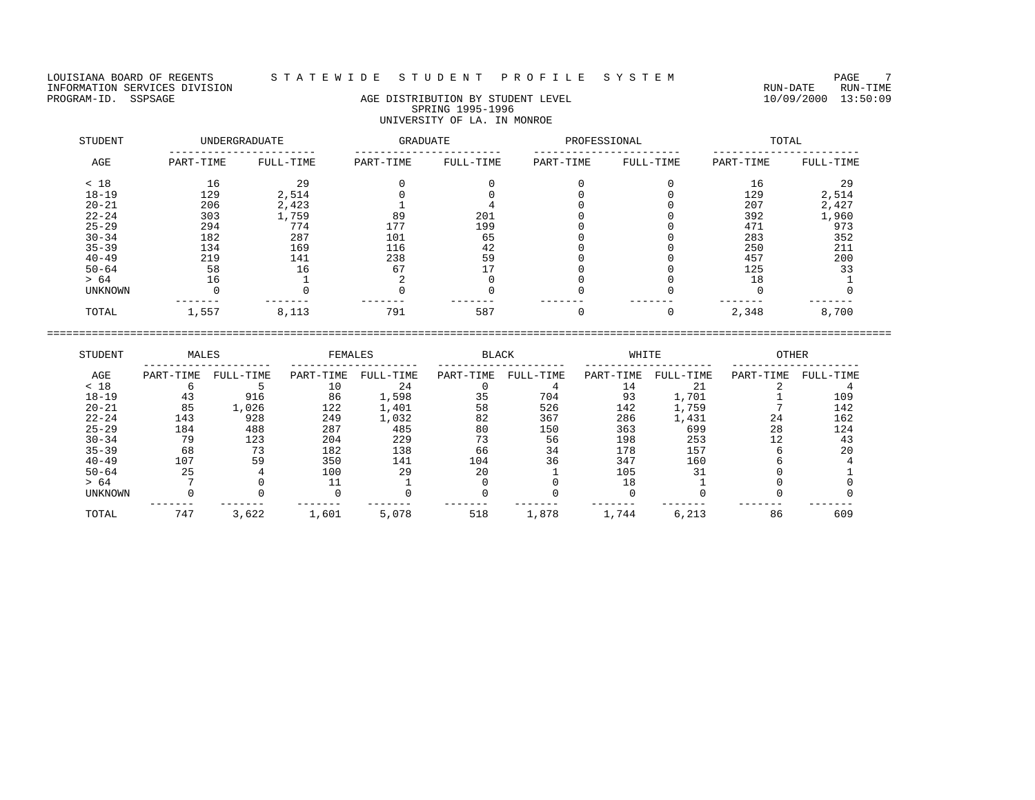LOUISIANA BOARD OF REGENTS — STATEWIDE STUDENT PROFILE SYSTEM

INFORMATION SERVICES DIVISION — RUN-DATE 10/09/2000 RUN-TIME 13:50:09

PROGRAM-ID. SSPSAGE

## AGE DISTRIBUTION BY STUDENT LEVEL
### SPRING 1995-1996
### UNIVERSITY OF LA. IN MONROE

| STUDENT | UNDERGRADUATE | | GRADUATE | | PROFESSIONAL | | TOTAL | |
|---|---|---|---|---|---|---|---|---|
| AGE | PART-TIME | FULL-TIME | PART-TIME | FULL-TIME | PART-TIME | FULL-TIME | PART-TIME | FULL-TIME |
| < 18 | 16 | 29 | 0 | 0 | 0 | 0 | 16 | 29 |
| 18-19 | 129 | 2,514 | 0 | 0 | 0 | 0 | 129 | 2,514 |
| 20-21 | 206 | 2,423 | 1 | 4 | 0 | 0 | 207 | 2,427 |
| 22-24 | 303 | 1,759 | 89 | 201 | 0 | 0 | 392 | 1,960 |
| 25-29 | 294 | 774 | 177 | 199 | 0 | 0 | 471 | 973 |
| 30-34 | 182 | 287 | 101 | 65 | 0 | 0 | 283 | 352 |
| 35-39 | 134 | 169 | 116 | 42 | 0 | 0 | 250 | 211 |
| 40-49 | 219 | 141 | 238 | 59 | 0 | 0 | 457 | 200 |
| 50-64 | 58 | 16 | 67 | 17 | 0 | 0 | 125 | 33 |
| > 64 | 16 | 1 | 2 | 0 | 0 | 0 | 18 | 1 |
| UNKNOWN | 0 | 0 | 0 | 0 | 0 | 0 | 0 | 0 |
| TOTAL | 1,557 | 8,113 | 791 | 587 | 0 | 0 | 2,348 | 8,700 |

| STUDENT | MALES | | FEMALES | | BLACK | | WHITE | | OTHER | |
|---|---|---|---|---|---|---|---|---|---|---|
| AGE | PART-TIME | FULL-TIME | PART-TIME | FULL-TIME | PART-TIME | FULL-TIME | PART-TIME | FULL-TIME | PART-TIME | FULL-TIME |
| < 18 | 6 | 5 | 10 | 24 | 0 | 4 | 14 | 21 | 2 | 4 |
| 18-19 | 43 | 916 | 86 | 1,598 | 35 | 704 | 93 | 1,701 | 1 | 109 |
| 20-21 | 85 | 1,026 | 122 | 1,401 | 58 | 526 | 142 | 1,759 | 7 | 142 |
| 22-24 | 143 | 928 | 249 | 1,032 | 82 | 367 | 286 | 1,431 | 24 | 162 |
| 25-29 | 184 | 488 | 287 | 485 | 80 | 150 | 363 | 699 | 28 | 124 |
| 30-34 | 79 | 123 | 204 | 229 | 73 | 56 | 198 | 253 | 12 | 43 |
| 35-39 | 68 | 73 | 182 | 138 | 66 | 34 | 178 | 157 | 6 | 20 |
| 40-49 | 107 | 59 | 350 | 141 | 104 | 36 | 347 | 160 | 6 | 4 |
| 50-64 | 25 | 4 | 100 | 29 | 20 | 1 | 105 | 31 | 0 | 1 |
| > 64 | 7 | 0 | 11 | 1 | 0 | 0 | 18 | 1 | 0 | 0 |
| UNKNOWN | 0 | 0 | 0 | 0 | 0 | 0 | 0 | 0 | 0 | 0 |
| TOTAL | 747 | 3,622 | 1,601 | 5,078 | 518 | 1,878 | 1,744 | 6,213 | 86 | 609 |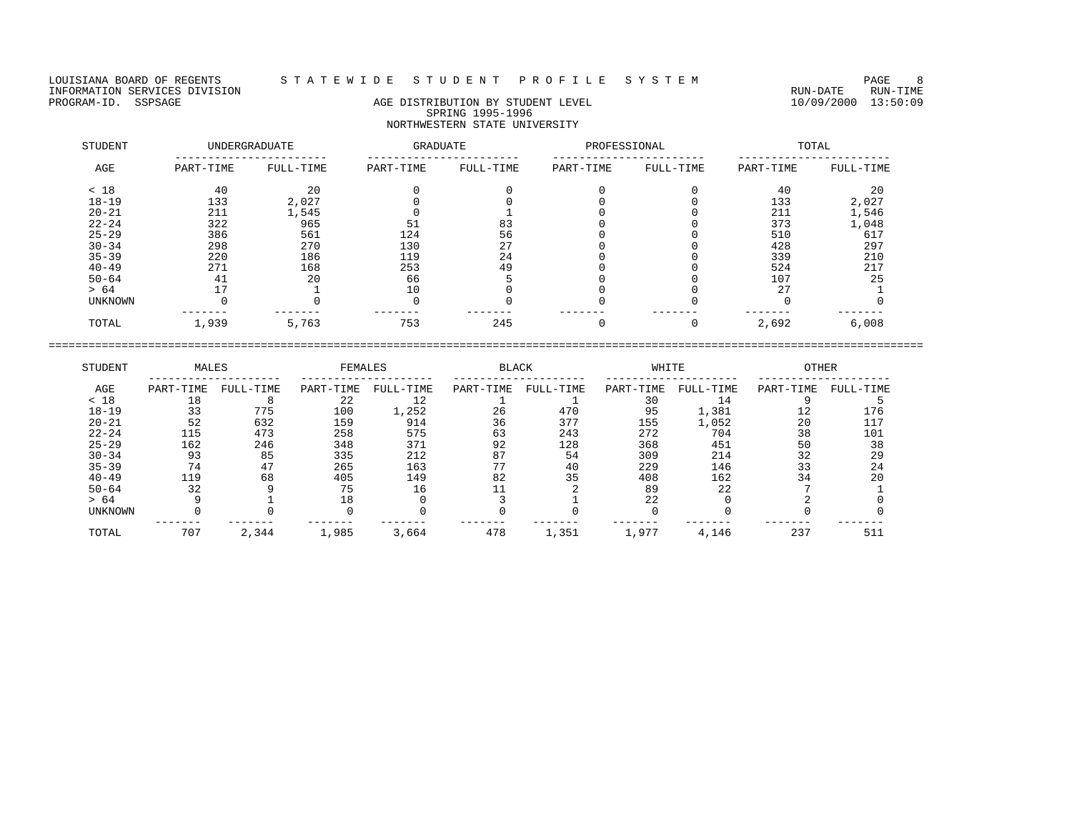LOUISIANA BOARD OF REGENTS — STATEWIDE STUDENT PROFILE SYSTEM
INFORMATION SERVICES DIVISION — RUN-DATE 10/09/2000 RUN-TIME 13:50:09
PROGRAM-ID. SSPSAGE

# AGE DISTRIBUTION BY STUDENT LEVEL
## SPRING 1995-1996
## NORTHWESTERN STATE UNIVERSITY

| STUDENT | UNDERGRADUATE | | GRADUATE | | PROFESSIONAL | | TOTAL | |
|---|---|---|---|---|---|---|---|---|
| AGE | PART-TIME | FULL-TIME | PART-TIME | FULL-TIME | PART-TIME | FULL-TIME | PART-TIME | FULL-TIME |
| < 18 | 40 | 20 | 0 | 0 | 0 | 0 | 40 | 20 |
| 18-19 | 133 | 2,027 | 0 | 0 | 0 | 0 | 133 | 2,027 |
| 20-21 | 211 | 1,545 | 0 | 1 | 0 | 0 | 211 | 1,546 |
| 22-24 | 322 | 965 | 51 | 83 | 0 | 0 | 373 | 1,048 |
| 25-29 | 386 | 561 | 124 | 56 | 0 | 0 | 510 | 617 |
| 30-34 | 298 | 270 | 130 | 27 | 0 | 0 | 428 | 297 |
| 35-39 | 220 | 186 | 119 | 24 | 0 | 0 | 339 | 210 |
| 40-49 | 271 | 168 | 253 | 49 | 0 | 0 | 524 | 217 |
| 50-64 | 41 | 20 | 66 | 5 | 0 | 0 | 107 | 25 |
| > 64 | 17 | 1 | 10 | 0 | 0 | 0 | 27 | 1 |
| UNKNOWN | 0 | 0 | 0 | 0 | 0 | 0 | 0 | 0 |
| TOTAL | 1,939 | 5,763 | 753 | 245 | 0 | 0 | 2,692 | 6,008 |

| STUDENT | MALES | | FEMALES | | BLACK | | WHITE | | OTHER | |
|---|---|---|---|---|---|---|---|---|---|---|
| AGE | PART-TIME | FULL-TIME | PART-TIME | FULL-TIME | PART-TIME | FULL-TIME | PART-TIME | FULL-TIME | PART-TIME | FULL-TIME |
| < 18 | 18 | 8 | 22 | 12 | 1 | 1 | 30 | 14 | 9 | 5 |
| 18-19 | 33 | 775 | 100 | 1,252 | 26 | 470 | 95 | 1,381 | 12 | 176 |
| 20-21 | 52 | 632 | 159 | 914 | 36 | 377 | 155 | 1,052 | 20 | 117 |
| 22-24 | 115 | 473 | 258 | 575 | 63 | 243 | 272 | 704 | 38 | 101 |
| 25-29 | 162 | 246 | 348 | 371 | 92 | 128 | 368 | 451 | 50 | 38 |
| 30-34 | 93 | 85 | 335 | 212 | 87 | 54 | 309 | 214 | 32 | 29 |
| 35-39 | 74 | 47 | 265 | 163 | 77 | 40 | 229 | 146 | 33 | 24 |
| 40-49 | 119 | 68 | 405 | 149 | 82 | 35 | 408 | 162 | 34 | 20 |
| 50-64 | 32 | 9 | 75 | 16 | 11 | 2 | 89 | 22 | 7 | 1 |
| > 64 | 9 | 1 | 18 | 0 | 3 | 1 | 22 | 0 | 2 | 0 |
| UNKNOWN | 0 | 0 | 0 | 0 | 0 | 0 | 0 | 0 | 0 | 0 |
| TOTAL | 707 | 2,344 | 1,985 | 3,664 | 478 | 1,351 | 1,977 | 4,146 | 237 | 511 |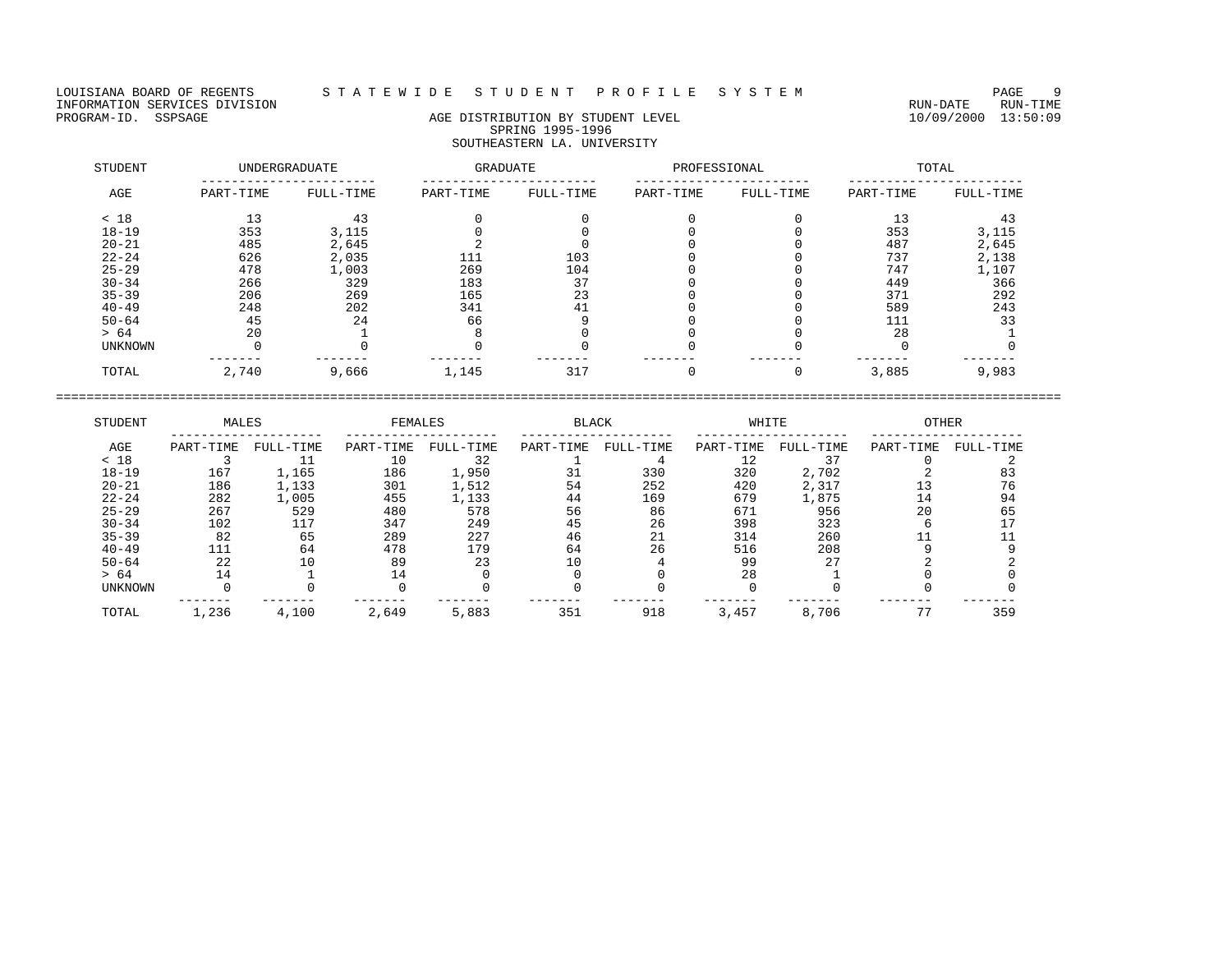LOUISIANA BOARD OF REGENTS — STATEWIDE STUDENT PROFILE SYSTEM
INFORMATION SERVICES DIVISION — RUN-DATE 10/09/2000 RUN-TIME 13:50:09
PROGRAM-ID. SSPSAGE

## AGE DISTRIBUTION BY STUDENT LEVEL
### SPRING 1995-1996
### SOUTHEASTERN LA. UNIVERSITY

| STUDENT | UNDERGRADUATE | | GRADUATE | | PROFESSIONAL | | TOTAL | |
|---|---|---|---|---|---|---|---|---|
| AGE | PART-TIME | FULL-TIME | PART-TIME | FULL-TIME | PART-TIME | FULL-TIME | PART-TIME | FULL-TIME |
| < 18 | 13 | 43 | 0 | 0 | 0 | 0 | 13 | 43 |
| 18-19 | 353 | 3,115 | 0 | 0 | 0 | 0 | 353 | 3,115 |
| 20-21 | 485 | 2,645 | 2 | 0 | 0 | 0 | 487 | 2,645 |
| 22-24 | 626 | 2,035 | 111 | 103 | 0 | 0 | 737 | 2,138 |
| 25-29 | 478 | 1,003 | 269 | 104 | 0 | 0 | 747 | 1,107 |
| 30-34 | 266 | 329 | 183 | 37 | 0 | 0 | 449 | 366 |
| 35-39 | 206 | 269 | 165 | 23 | 0 | 0 | 371 | 292 |
| 40-49 | 248 | 202 | 341 | 41 | 0 | 0 | 589 | 243 |
| 50-64 | 45 | 24 | 66 | 9 | 0 | 0 | 111 | 33 |
| > 64 | 20 | 1 | 8 | 0 | 0 | 0 | 28 | 1 |
| UNKNOWN | 0 | 0 | 0 | 0 | 0 | 0 | 0 | 0 |
| TOTAL | 2,740 | 9,666 | 1,145 | 317 | 0 | 0 | 3,885 | 9,983 |

| STUDENT | MALES | | FEMALES | | BLACK | | WHITE | | OTHER | |
|---|---|---|---|---|---|---|---|---|---|---|
| AGE | PART-TIME | FULL-TIME | PART-TIME | FULL-TIME | PART-TIME | FULL-TIME | PART-TIME | FULL-TIME | PART-TIME | FULL-TIME |
| < 18 | 3 | 11 | 10 | 32 | 1 | 4 | 12 | 37 | 0 | 2 |
| 18-19 | 167 | 1,165 | 186 | 1,950 | 31 | 330 | 320 | 2,702 | 2 | 83 |
| 20-21 | 186 | 1,133 | 301 | 1,512 | 54 | 252 | 420 | 2,317 | 13 | 76 |
| 22-24 | 282 | 1,005 | 455 | 1,133 | 44 | 169 | 679 | 1,875 | 14 | 94 |
| 25-29 | 267 | 529 | 480 | 578 | 56 | 86 | 671 | 956 | 20 | 65 |
| 30-34 | 102 | 117 | 347 | 249 | 45 | 26 | 398 | 323 | 6 | 17 |
| 35-39 | 82 | 65 | 289 | 227 | 46 | 21 | 314 | 260 | 11 | 11 |
| 40-49 | 111 | 64 | 478 | 179 | 64 | 26 | 516 | 208 | 9 | 9 |
| 50-64 | 22 | 10 | 89 | 23 | 10 | 4 | 99 | 27 | 2 | 2 |
| > 64 | 14 | 1 | 14 | 0 | 0 | 0 | 28 | 1 | 0 | 0 |
| UNKNOWN | 0 | 0 | 0 | 0 | 0 | 0 | 0 | 0 | 0 | 0 |
| TOTAL | 1,236 | 4,100 | 2,649 | 5,883 | 351 | 918 | 3,457 | 8,706 | 77 | 359 |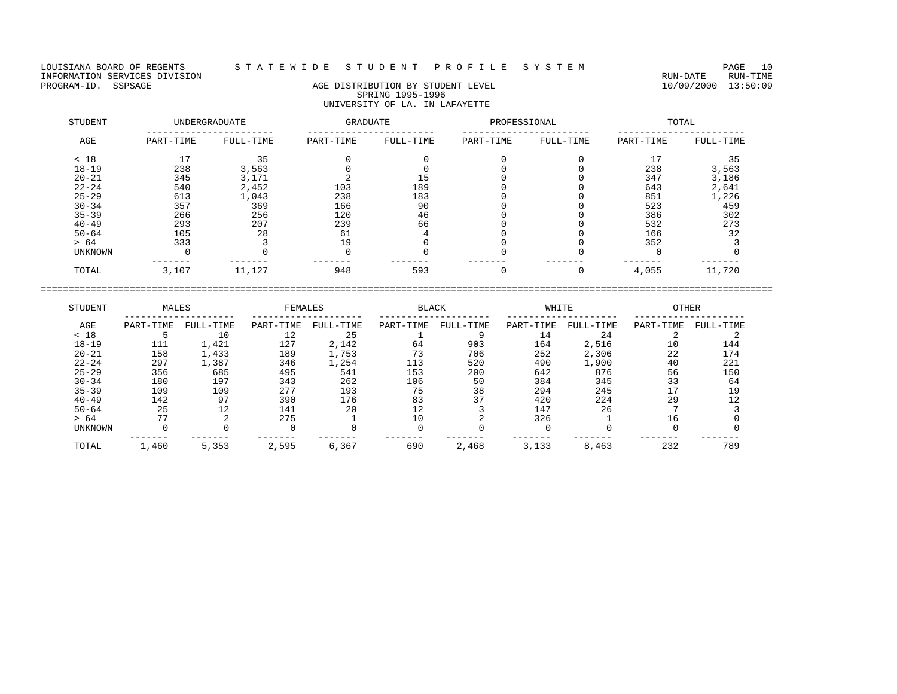LOUISIANA BOARD OF REGENTS — STATEWIDE STUDENT PROFILE SYSTEM
INFORMATION SERVICES DIVISION — RUN-DATE 10/09/2000 RUN-TIME 13:50:09
PROGRAM-ID. SSPSAGE

## AGE DISTRIBUTION BY STUDENT LEVEL
### SPRING 1995-1996
### UNIVERSITY OF LA. IN LAFAYETTE

| STUDENT AGE | UNDERGRADUATE | | GRADUATE | | PROFESSIONAL | | TOTAL | |
|---|---|---|---|---|---|---|---|---|
| | PART-TIME | FULL-TIME | PART-TIME | FULL-TIME | PART-TIME | FULL-TIME | PART-TIME | FULL-TIME |
| < 18 | 17 | 35 | 0 | 0 | 0 | 0 | 17 | 35 |
| 18-19 | 238 | 3,563 | 0 | 0 | 0 | 0 | 238 | 3,563 |
| 20-21 | 345 | 3,171 | 2 | 15 | 0 | 0 | 347 | 3,186 |
| 22-24 | 540 | 2,452 | 103 | 189 | 0 | 0 | 643 | 2,641 |
| 25-29 | 613 | 1,043 | 238 | 183 | 0 | 0 | 851 | 1,226 |
| 30-34 | 357 | 369 | 166 | 90 | 0 | 0 | 523 | 459 |
| 35-39 | 266 | 256 | 120 | 46 | 0 | 0 | 386 | 302 |
| 40-49 | 293 | 207 | 239 | 66 | 0 | 0 | 532 | 273 |
| 50-64 | 105 | 28 | 61 | 4 | 0 | 0 | 166 | 32 |
| > 64 | 333 | 3 | 19 | 0 | 0 | 0 | 352 | 3 |
| UNKNOWN | 0 | 0 | 0 | 0 | 0 | 0 | 0 | 0 |
| TOTAL | 3,107 | 11,127 | 948 | 593 | 0 | 0 | 4,055 | 11,720 |

| STUDENT AGE | MALES | | FEMALES | | BLACK | | WHITE | | OTHER | |
|---|---|---|---|---|---|---|---|---|---|---|
| | PART-TIME | FULL-TIME | PART-TIME | FULL-TIME | PART-TIME | FULL-TIME | PART-TIME | FULL-TIME | PART-TIME | FULL-TIME |
| < 18 | 5 | 10 | 12 | 25 | 1 | 9 | 14 | 24 | 2 | 2 |
| 18-19 | 111 | 1,421 | 127 | 2,142 | 64 | 903 | 164 | 2,516 | 10 | 144 |
| 20-21 | 158 | 1,433 | 189 | 1,753 | 73 | 706 | 252 | 2,306 | 22 | 174 |
| 22-24 | 297 | 1,387 | 346 | 1,254 | 113 | 520 | 490 | 1,900 | 40 | 221 |
| 25-29 | 356 | 685 | 495 | 541 | 153 | 200 | 642 | 876 | 56 | 150 |
| 30-34 | 180 | 197 | 343 | 262 | 106 | 50 | 384 | 345 | 33 | 64 |
| 35-39 | 109 | 109 | 277 | 193 | 75 | 38 | 294 | 245 | 17 | 19 |
| 40-49 | 142 | 97 | 390 | 176 | 83 | 37 | 420 | 224 | 29 | 12 |
| 50-64 | 25 | 12 | 141 | 20 | 12 | 3 | 147 | 26 | 7 | 3 |
| > 64 | 77 | 2 | 275 | 1 | 10 | 2 | 326 | 1 | 16 | 0 |
| UNKNOWN | 0 | 0 | 0 | 0 | 0 | 0 | 0 | 0 | 0 | 0 |
| TOTAL | 1,460 | 5,353 | 2,595 | 6,367 | 690 | 2,468 | 3,133 | 8,463 | 232 | 789 |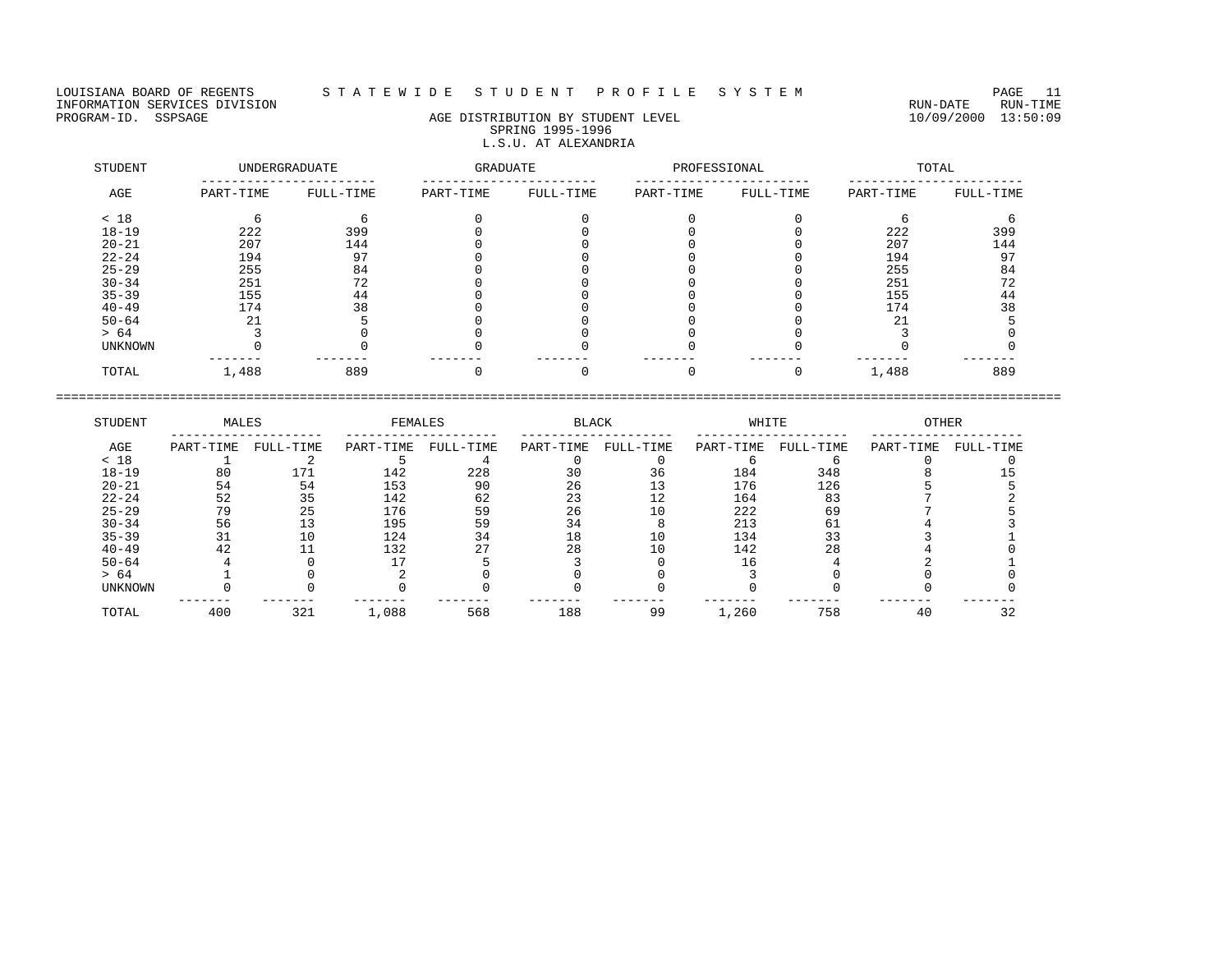LOUISIANA BOARD OF REGENTS — STATEWIDE STUDENT PROFILE SYSTEM
INFORMATION SERVICES DIVISION — RUN-DATE 10/09/2000 RUN-TIME 13:50:09
PROGRAM-ID. SSPSAGE

# AGE DISTRIBUTION BY STUDENT LEVEL
## SPRING 1995-1996
## L.S.U. AT ALEXANDRIA

| STUDENT AGE | UNDERGRADUATE PART-TIME | UNDERGRADUATE FULL-TIME | GRADUATE PART-TIME | GRADUATE FULL-TIME | PROFESSIONAL PART-TIME | PROFESSIONAL FULL-TIME | TOTAL PART-TIME | TOTAL FULL-TIME |
|---|---|---|---|---|---|---|---|---|
| < 18 | 6 | 6 | 0 | 0 | 0 | 0 | 6 | 6 |
| 18-19 | 222 | 399 | 0 | 0 | 0 | 0 | 222 | 399 |
| 20-21 | 207 | 144 | 0 | 0 | 0 | 0 | 207 | 144 |
| 22-24 | 194 | 97 | 0 | 0 | 0 | 0 | 194 | 97 |
| 25-29 | 255 | 84 | 0 | 0 | 0 | 0 | 255 | 84 |
| 30-34 | 251 | 72 | 0 | 0 | 0 | 0 | 251 | 72 |
| 35-39 | 155 | 44 | 0 | 0 | 0 | 0 | 155 | 44 |
| 40-49 | 174 | 38 | 0 | 0 | 0 | 0 | 174 | 38 |
| 50-64 | 21 | 5 | 0 | 0 | 0 | 0 | 21 | 5 |
| > 64 | 3 | 0 | 0 | 0 | 0 | 0 | 3 | 0 |
| UNKNOWN | 0 | 0 | 0 | 0 | 0 | 0 | 0 | 0 |
| TOTAL | 1,488 | 889 | 0 | 0 | 0 | 0 | 1,488 | 889 |

| STUDENT AGE | MALES PART-TIME | MALES FULL-TIME | FEMALES PART-TIME | FEMALES FULL-TIME | BLACK PART-TIME | BLACK FULL-TIME | WHITE PART-TIME | WHITE FULL-TIME | OTHER PART-TIME | OTHER FULL-TIME |
|---|---|---|---|---|---|---|---|---|---|---|
| < 18 | 1 | 2 | 5 | 4 | 0 | 0 | 6 | 6 | 0 | 0 |
| 18-19 | 80 | 171 | 142 | 228 | 30 | 36 | 184 | 348 | 8 | 15 |
| 20-21 | 54 | 54 | 153 | 90 | 26 | 13 | 176 | 126 | 5 | 5 |
| 22-24 | 52 | 35 | 142 | 62 | 23 | 12 | 164 | 83 | 7 | 2 |
| 25-29 | 79 | 25 | 176 | 59 | 26 | 10 | 222 | 69 | 7 | 5 |
| 30-34 | 56 | 13 | 195 | 59 | 34 | 8 | 213 | 61 | 4 | 3 |
| 35-39 | 31 | 10 | 124 | 34 | 18 | 10 | 134 | 33 | 3 | 1 |
| 40-49 | 42 | 11 | 132 | 27 | 28 | 10 | 142 | 28 | 4 | 0 |
| 50-64 | 4 | 0 | 17 | 5 | 3 | 0 | 16 | 4 | 2 | 1 |
| > 64 | 1 | 0 | 2 | 0 | 0 | 0 | 3 | 0 | 0 | 0 |
| UNKNOWN | 0 | 0 | 0 | 0 | 0 | 0 | 0 | 0 | 0 | 0 |
| TOTAL | 400 | 321 | 1,088 | 568 | 188 | 99 | 1,260 | 758 | 40 | 32 |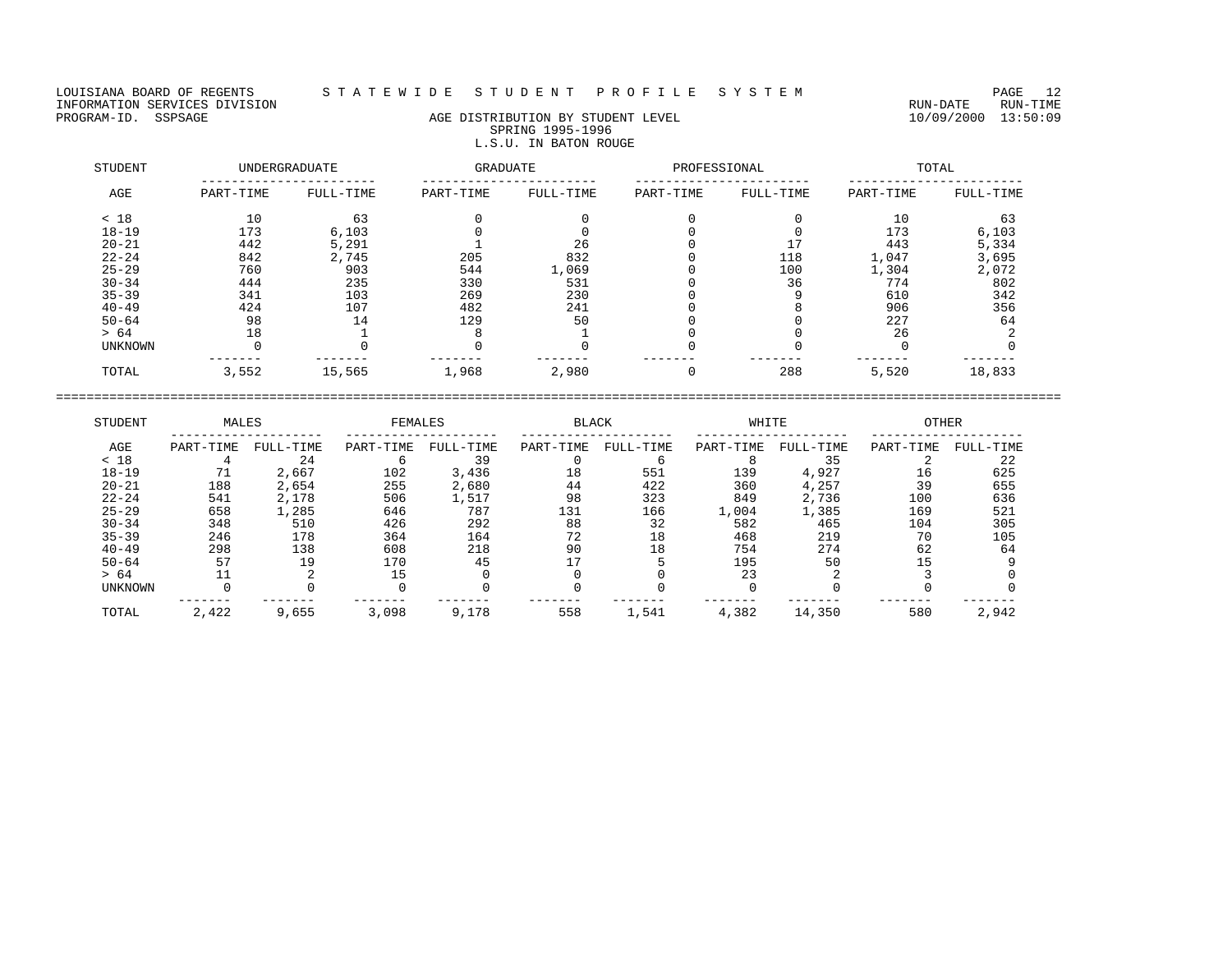LOUISIANA BOARD OF REGENTS — STATEWIDE STUDENT PROFILE SYSTEM

INFORMATION SERVICES DIVISION — RUN-DATE 10/09/2000 RUN-TIME 13:50:09

PROGRAM-ID. SSPSAGE

## AGE DISTRIBUTION BY STUDENT LEVEL
### SPRING 1995-1996
### L.S.U. IN BATON ROUGE

| STUDENT | UNDERGRADUATE | | GRADUATE | | PROFESSIONAL | | TOTAL | |
|---|---|---|---|---|---|---|---|---|
| AGE | PART-TIME | FULL-TIME | PART-TIME | FULL-TIME | PART-TIME | FULL-TIME | PART-TIME | FULL-TIME |
| < 18 | 10 | 63 | 0 | 0 | 0 | 0 | 10 | 63 |
| 18-19 | 173 | 6,103 | 0 | 0 | 0 | 0 | 173 | 6,103 |
| 20-21 | 442 | 5,291 | 1 | 26 | 0 | 17 | 443 | 5,334 |
| 22-24 | 842 | 2,745 | 205 | 832 | 0 | 118 | 1,047 | 3,695 |
| 25-29 | 760 | 903 | 544 | 1,069 | 0 | 100 | 1,304 | 2,072 |
| 30-34 | 444 | 235 | 330 | 531 | 0 | 36 | 774 | 802 |
| 35-39 | 341 | 103 | 269 | 230 | 0 | 9 | 610 | 342 |
| 40-49 | 424 | 107 | 482 | 241 | 0 | 8 | 906 | 356 |
| 50-64 | 98 | 14 | 129 | 50 | 0 | 0 | 227 | 64 |
| > 64 | 18 | 1 | 8 | 1 | 0 | 0 | 26 | 2 |
| UNKNOWN | 0 | 0 | 0 | 0 | 0 | 0 | 0 | 0 |
| TOTAL | 3,552 | 15,565 | 1,968 | 2,980 | 0 | 288 | 5,520 | 18,833 |

| STUDENT | MALES | | FEMALES | | BLACK | | WHITE | | OTHER | |
|---|---|---|---|---|---|---|---|---|---|---|
| AGE | PART-TIME | FULL-TIME | PART-TIME | FULL-TIME | PART-TIME | FULL-TIME | PART-TIME | FULL-TIME | PART-TIME | FULL-TIME |
| < 18 | 4 | 24 | 6 | 39 | 0 | 6 | 8 | 35 | 2 | 22 |
| 18-19 | 71 | 2,667 | 102 | 3,436 | 18 | 551 | 139 | 4,927 | 16 | 625 |
| 20-21 | 188 | 2,654 | 255 | 2,680 | 44 | 422 | 360 | 4,257 | 39 | 655 |
| 22-24 | 541 | 2,178 | 506 | 1,517 | 98 | 323 | 849 | 2,736 | 100 | 636 |
| 25-29 | 658 | 1,285 | 646 | 787 | 131 | 166 | 1,004 | 1,385 | 169 | 521 |
| 30-34 | 348 | 510 | 426 | 292 | 88 | 32 | 582 | 465 | 104 | 305 |
| 35-39 | 246 | 178 | 364 | 164 | 72 | 18 | 468 | 219 | 70 | 105 |
| 40-49 | 298 | 138 | 608 | 218 | 90 | 18 | 754 | 274 | 62 | 64 |
| 50-64 | 57 | 19 | 170 | 45 | 17 | 5 | 195 | 50 | 15 | 9 |
| > 64 | 11 | 2 | 15 | 0 | 0 | 0 | 23 | 2 | 3 | 0 |
| UNKNOWN | 0 | 0 | 0 | 0 | 0 | 0 | 0 | 0 | 0 | 0 |
| TOTAL | 2,422 | 9,655 | 3,098 | 9,178 | 558 | 1,541 | 4,382 | 14,350 | 580 | 2,942 |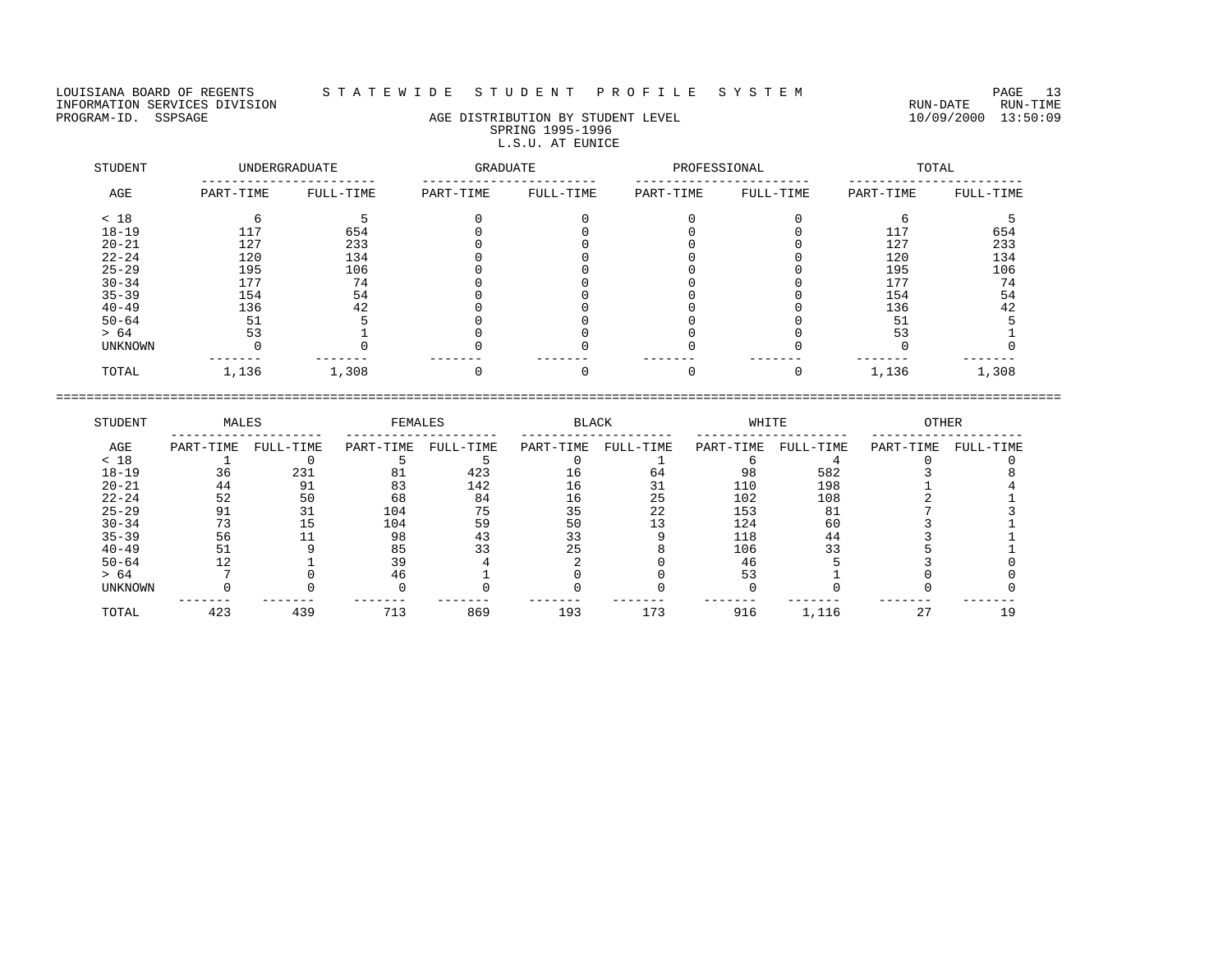LOUISIANA BOARD OF REGENTS — STATEWIDE STUDENT PROFILE SYSTEM
INFORMATION SERVICES DIVISION — RUN-DATE 10/09/2000 RUN-TIME 13:50:09
PROGRAM-ID. SSPSAGE

## AGE DISTRIBUTION BY STUDENT LEVEL
### SPRING 1995-1996
### L.S.U. AT EUNICE

| STUDENT | UNDERGRADUATE | | GRADUATE | | PROFESSIONAL | | TOTAL | |
|---|---|---|---|---|---|---|---|---|
| AGE | PART-TIME | FULL-TIME | PART-TIME | FULL-TIME | PART-TIME | FULL-TIME | PART-TIME | FULL-TIME |
| < 18 | 6 | 5 | 0 | 0 | 0 | 0 | 6 | 5 |
| 18-19 | 117 | 654 | 0 | 0 | 0 | 0 | 117 | 654 |
| 20-21 | 127 | 233 | 0 | 0 | 0 | 0 | 127 | 233 |
| 22-24 | 120 | 134 | 0 | 0 | 0 | 0 | 120 | 134 |
| 25-29 | 195 | 106 | 0 | 0 | 0 | 0 | 195 | 106 |
| 30-34 | 177 | 74 | 0 | 0 | 0 | 0 | 177 | 74 |
| 35-39 | 154 | 54 | 0 | 0 | 0 | 0 | 154 | 54 |
| 40-49 | 136 | 42 | 0 | 0 | 0 | 0 | 136 | 42 |
| 50-64 | 51 | 5 | 0 | 0 | 0 | 0 | 51 | 5 |
| > 64 | 53 | 1 | 0 | 0 | 0 | 0 | 53 | 1 |
| UNKNOWN | 0 | 0 | 0 | 0 | 0 | 0 | 0 | 0 |
| TOTAL | 1,136 | 1,308 | 0 | 0 | 0 | 0 | 1,136 | 1,308 |

| STUDENT | MALES | | FEMALES | | BLACK | | WHITE | | OTHER | |
|---|---|---|---|---|---|---|---|---|---|---|
| AGE | PART-TIME | FULL-TIME | PART-TIME | FULL-TIME | PART-TIME | FULL-TIME | PART-TIME | FULL-TIME | PART-TIME | FULL-TIME |
| < 18 | 1 | 0 | 5 | 5 | 0 | 1 | 6 | 4 | 0 | 0 |
| 18-19 | 36 | 231 | 81 | 423 | 16 | 64 | 98 | 582 | 3 | 8 |
| 20-21 | 44 | 91 | 83 | 142 | 16 | 31 | 110 | 198 | 1 | 4 |
| 22-24 | 52 | 50 | 68 | 84 | 16 | 25 | 102 | 108 | 2 | 1 |
| 25-29 | 91 | 31 | 104 | 75 | 35 | 22 | 153 | 81 | 7 | 3 |
| 30-34 | 73 | 15 | 104 | 59 | 50 | 13 | 124 | 60 | 3 | 1 |
| 35-39 | 56 | 11 | 98 | 43 | 33 | 9 | 118 | 44 | 3 | 1 |
| 40-49 | 51 | 9 | 85 | 33 | 25 | 8 | 106 | 33 | 5 | 1 |
| 50-64 | 12 | 1 | 39 | 4 | 2 | 0 | 46 | 5 | 3 | 0 |
| > 64 | 7 | 0 | 46 | 1 | 0 | 0 | 53 | 1 | 0 | 0 |
| UNKNOWN | 0 | 0 | 0 | 0 | 0 | 0 | 0 | 0 | 0 | 0 |
| TOTAL | 423 | 439 | 713 | 869 | 193 | 173 | 916 | 1,116 | 27 | 19 |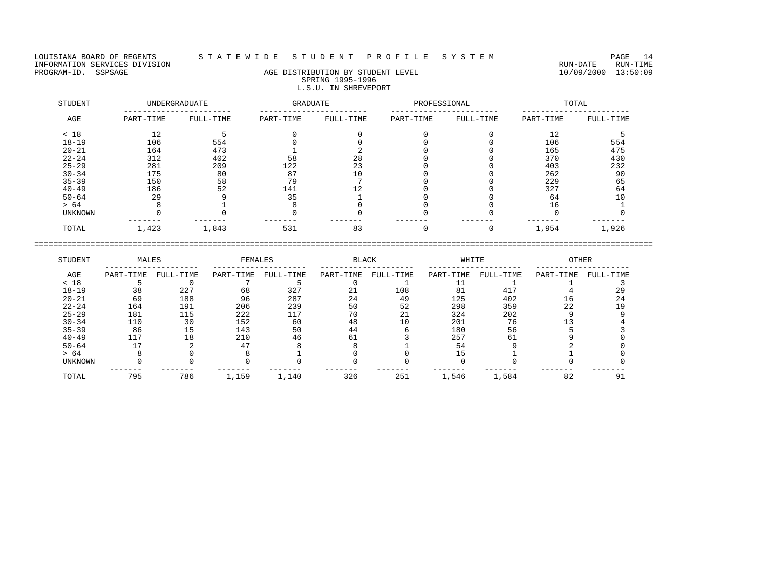LOUISIANA BOARD OF REGENTS — S T A T E W I D E   S T U D E N T   P R O F I L E   S Y S T E M

INFORMATION SERVICES DIVISION — RUN-DATE 10/09/2000 RUN-TIME 13:50:09

PROGRAM-ID. SSPSAGE

## AGE DISTRIBUTION BY STUDENT LEVEL
### SPRING 1995-1996
### L.S.U. IN SHREVEPORT

| STUDENT | UNDERGRADUATE | | GRADUATE | | PROFESSIONAL | | TOTAL | |
|---|---|---|---|---|---|---|---|---|
| AGE | PART-TIME | FULL-TIME | PART-TIME | FULL-TIME | PART-TIME | FULL-TIME | PART-TIME | FULL-TIME |
| < 18 | 12 | 5 | 0 | 0 | 0 | 0 | 12 | 5 |
| 18-19 | 106 | 554 | 0 | 0 | 0 | 0 | 106 | 554 |
| 20-21 | 164 | 473 | 1 | 2 | 0 | 0 | 165 | 475 |
| 22-24 | 312 | 402 | 58 | 28 | 0 | 0 | 370 | 430 |
| 25-29 | 281 | 209 | 122 | 23 | 0 | 0 | 403 | 232 |
| 30-34 | 175 | 80 | 87 | 10 | 0 | 0 | 262 | 90 |
| 35-39 | 150 | 58 | 79 | 7 | 0 | 0 | 229 | 65 |
| 40-49 | 186 | 52 | 141 | 12 | 0 | 0 | 327 | 64 |
| 50-64 | 29 | 9 | 35 | 1 | 0 | 0 | 64 | 10 |
| > 64 | 8 | 1 | 8 | 0 | 0 | 0 | 16 | 1 |
| UNKNOWN | 0 | 0 | 0 | 0 | 0 | 0 | 0 | 0 |
| TOTAL | 1,423 | 1,843 | 531 | 83 | 0 | 0 | 1,954 | 1,926 |

| STUDENT | MALES | | FEMALES | | BLACK | | WHITE | | OTHER | |
|---|---|---|---|---|---|---|---|---|---|---|
| AGE | PART-TIME | FULL-TIME | PART-TIME | FULL-TIME | PART-TIME | FULL-TIME | PART-TIME | FULL-TIME | PART-TIME | FULL-TIME |
| < 18 | 5 | 0 | 7 | 5 | 0 | 1 | 11 | 1 | 1 | 3 |
| 18-19 | 38 | 227 | 68 | 327 | 21 | 108 | 81 | 417 | 4 | 29 |
| 20-21 | 69 | 188 | 96 | 287 | 24 | 49 | 125 | 402 | 16 | 24 |
| 22-24 | 164 | 191 | 206 | 239 | 50 | 52 | 298 | 359 | 22 | 19 |
| 25-29 | 181 | 115 | 222 | 117 | 70 | 21 | 324 | 202 | 9 | 9 |
| 30-34 | 110 | 30 | 152 | 60 | 48 | 10 | 201 | 76 | 13 | 4 |
| 35-39 | 86 | 15 | 143 | 50 | 44 | 6 | 180 | 56 | 5 | 3 |
| 40-49 | 117 | 18 | 210 | 46 | 61 | 3 | 257 | 61 | 9 | 0 |
| 50-64 | 17 | 2 | 47 | 8 | 8 | 1 | 54 | 9 | 2 | 0 |
| > 64 | 8 | 0 | 8 | 1 | 0 | 0 | 15 | 1 | 1 | 0 |
| UNKNOWN | 0 | 0 | 0 | 0 | 0 | 0 | 0 | 0 | 0 | 0 |
| TOTAL | 795 | 786 | 1,159 | 1,140 | 326 | 251 | 1,546 | 1,584 | 82 | 91 |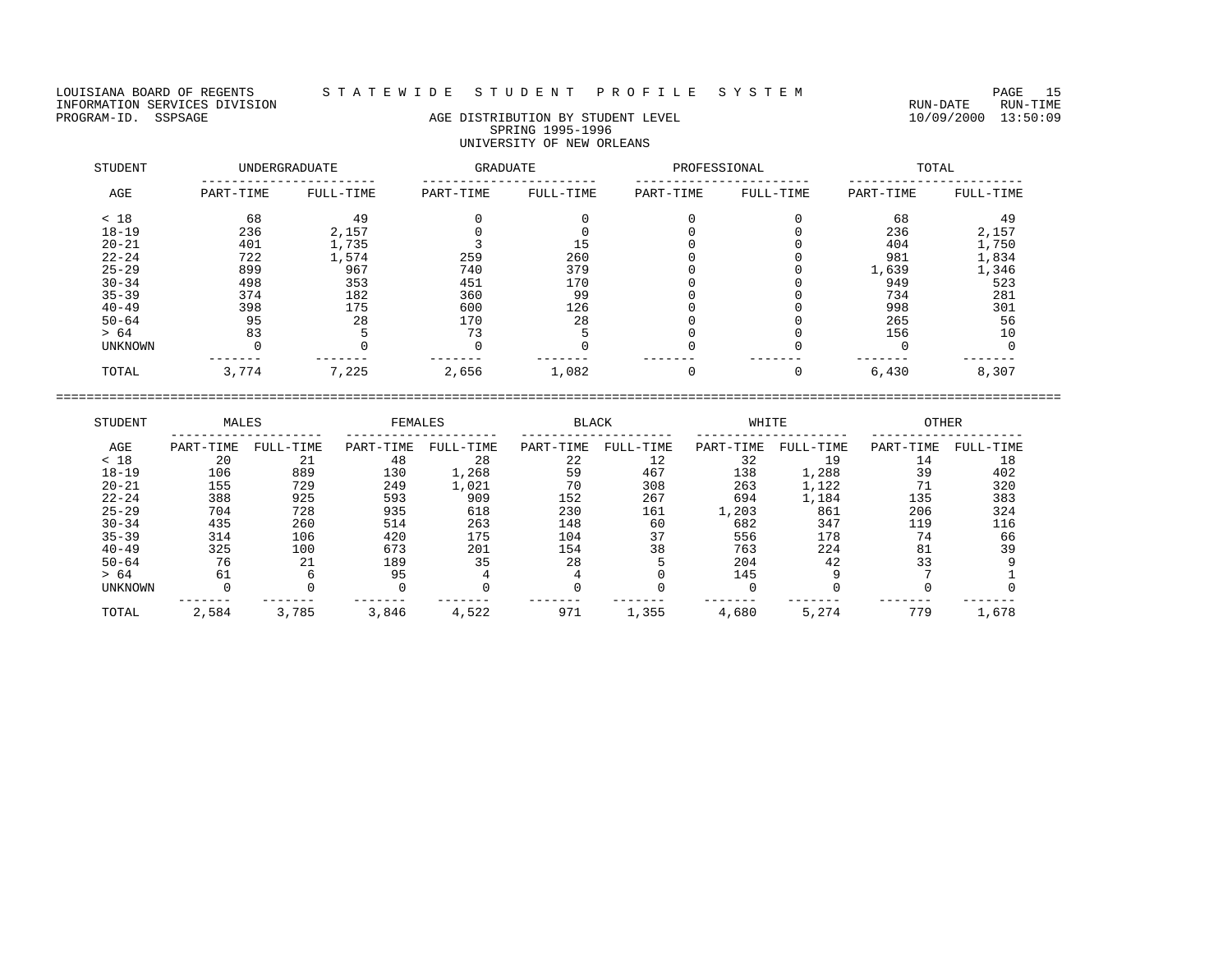LOUISIANA BOARD OF REGENTS — STATEWIDE STUDENT PROFILE SYSTEM
INFORMATION SERVICES DIVISION — RUN-DATE 10/09/2000 RUN-TIME 13:50:09
PROGRAM-ID. SSPSAGE

# AGE DISTRIBUTION BY STUDENT LEVEL
## SPRING 1995-1996
## UNIVERSITY OF NEW ORLEANS

| STUDENT | UNDERGRADUATE | | GRADUATE | | PROFESSIONAL | | TOTAL | |
|---|---|---|---|---|---|---|---|---|
| AGE | PART-TIME | FULL-TIME | PART-TIME | FULL-TIME | PART-TIME | FULL-TIME | PART-TIME | FULL-TIME |
| < 18 | 68 | 49 | 0 | 0 | 0 | 0 | 68 | 49 |
| 18-19 | 236 | 2,157 | 0 | 0 | 0 | 0 | 236 | 2,157 |
| 20-21 | 401 | 1,735 | 3 | 15 | 0 | 0 | 404 | 1,750 |
| 22-24 | 722 | 1,574 | 259 | 260 | 0 | 0 | 981 | 1,834 |
| 25-29 | 899 | 967 | 740 | 379 | 0 | 0 | 1,639 | 1,346 |
| 30-34 | 498 | 353 | 451 | 170 | 0 | 0 | 949 | 523 |
| 35-39 | 374 | 182 | 360 | 99 | 0 | 0 | 734 | 281 |
| 40-49 | 398 | 175 | 600 | 126 | 0 | 0 | 998 | 301 |
| 50-64 | 95 | 28 | 170 | 28 | 0 | 0 | 265 | 56 |
| > 64 | 83 | 5 | 73 | 5 | 0 | 0 | 156 | 10 |
| UNKNOWN | 0 | 0 | 0 | 0 | 0 | 0 | 0 | 0 |
| TOTAL | 3,774 | 7,225 | 2,656 | 1,082 | 0 | 0 | 6,430 | 8,307 |

| STUDENT | MALES | | FEMALES | | BLACK | | WHITE | | OTHER | |
|---|---|---|---|---|---|---|---|---|---|---|
| AGE | PART-TIME | FULL-TIME | PART-TIME | FULL-TIME | PART-TIME | FULL-TIME | PART-TIME | FULL-TIME | PART-TIME | FULL-TIME |
| < 18 | 20 | 21 | 48 | 28 | 22 | 12 | 32 | 19 | 14 | 18 |
| 18-19 | 106 | 889 | 130 | 1,268 | 59 | 467 | 138 | 1,288 | 39 | 402 |
| 20-21 | 155 | 729 | 249 | 1,021 | 70 | 308 | 263 | 1,122 | 71 | 320 |
| 22-24 | 388 | 925 | 593 | 909 | 152 | 267 | 694 | 1,184 | 135 | 383 |
| 25-29 | 704 | 728 | 935 | 618 | 230 | 161 | 1,203 | 861 | 206 | 324 |
| 30-34 | 435 | 260 | 514 | 263 | 148 | 60 | 682 | 347 | 119 | 116 |
| 35-39 | 314 | 106 | 420 | 175 | 104 | 37 | 556 | 178 | 74 | 66 |
| 40-49 | 325 | 100 | 673 | 201 | 154 | 38 | 763 | 224 | 81 | 39 |
| 50-64 | 76 | 21 | 189 | 35 | 28 | 5 | 204 | 42 | 33 | 9 |
| > 64 | 61 | 6 | 95 | 4 | 4 | 0 | 145 | 9 | 7 | 1 |
| UNKNOWN | 0 | 0 | 0 | 0 | 0 | 0 | 0 | 0 | 0 | 0 |
| TOTAL | 2,584 | 3,785 | 3,846 | 4,522 | 971 | 1,355 | 4,680 | 5,274 | 779 | 1,678 |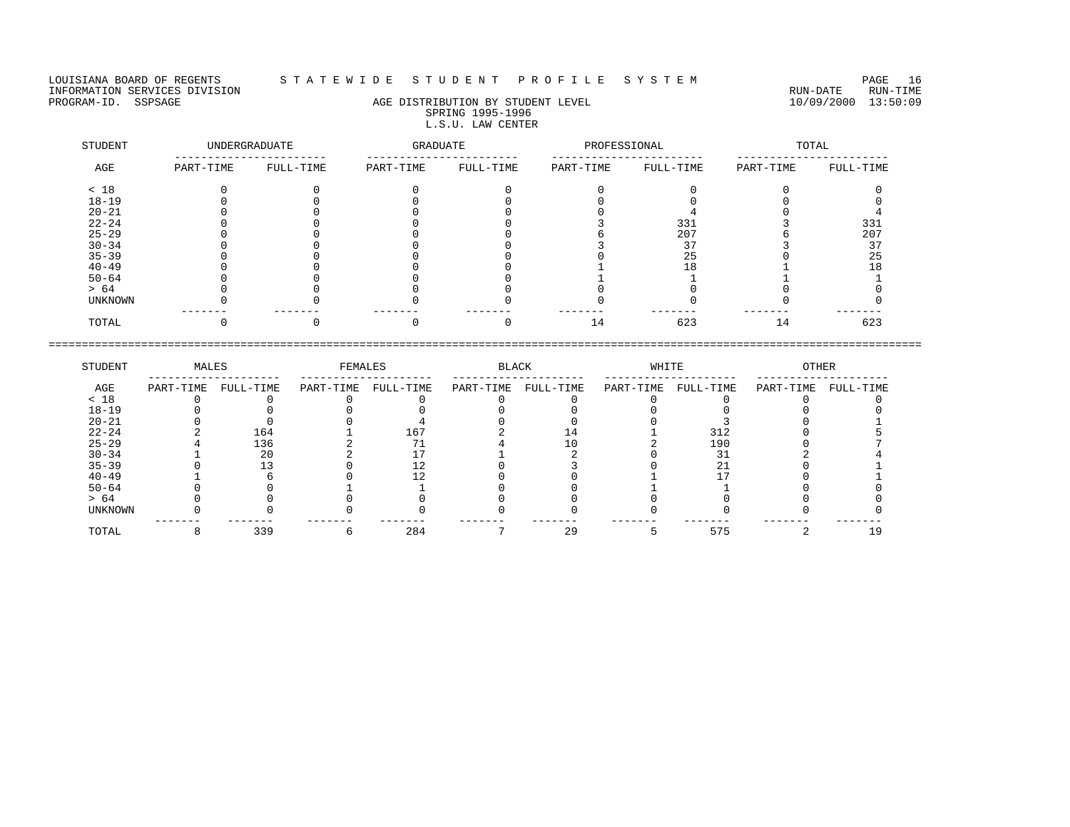LOUISIANA BOARD OF REGENTS — STATEWIDE STUDENT PROFILE SYSTEM
INFORMATION SERVICES DIVISION
PROGRAM-ID. SSPSAGE

RUN-DATE 10/09/2000 RUN-TIME 13:50:09

## AGE DISTRIBUTION BY STUDENT LEVEL
### SPRING 1995-1996
### L.S.U. LAW CENTER

| STUDENT | UNDERGRADUATE | | GRADUATE | | PROFESSIONAL | | TOTAL | |
|---|---|---|---|---|---|---|---|---|
| AGE | PART-TIME | FULL-TIME | PART-TIME | FULL-TIME | PART-TIME | FULL-TIME | PART-TIME | FULL-TIME |
| < 18 | 0 | 0 | 0 | 0 | 0 | 0 | 0 | 0 |
| 18-19 | 0 | 0 | 0 | 0 | 0 | 0 | 0 | 0 |
| 20-21 | 0 | 0 | 0 | 0 | 0 | 4 | 0 | 4 |
| 22-24 | 0 | 0 | 0 | 0 | 3 | 331 | 3 | 331 |
| 25-29 | 0 | 0 | 0 | 0 | 6 | 207 | 6 | 207 |
| 30-34 | 0 | 0 | 0 | 0 | 3 | 37 | 3 | 37 |
| 35-39 | 0 | 0 | 0 | 0 | 0 | 25 | 0 | 25 |
| 40-49 | 0 | 0 | 0 | 0 | 1 | 18 | 1 | 18 |
| 50-64 | 0 | 0 | 0 | 0 | 1 | 1 | 1 | 1 |
| > 64 | 0 | 0 | 0 | 0 | 0 | 0 | 0 | 0 |
| UNKNOWN | 0 | 0 | 0 | 0 | 0 | 0 | 0 | 0 |
| TOTAL | 0 | 0 | 0 | 0 | 14 | 623 | 14 | 623 |

| STUDENT | MALES | | FEMALES | | BLACK | | WHITE | | OTHER | |
|---|---|---|---|---|---|---|---|---|---|---|
| AGE | PART-TIME | FULL-TIME | PART-TIME | FULL-TIME | PART-TIME | FULL-TIME | PART-TIME | FULL-TIME | PART-TIME | FULL-TIME |
| < 18 | 0 | 0 | 0 | 0 | 0 | 0 | 0 | 0 | 0 | 0 |
| 18-19 | 0 | 0 | 0 | 0 | 0 | 0 | 0 | 0 | 0 | 0 |
| 20-21 | 0 | 0 | 0 | 4 | 0 | 0 | 0 | 3 | 0 | 1 |
| 22-24 | 2 | 164 | 1 | 167 | 2 | 14 | 1 | 312 | 0 | 5 |
| 25-29 | 4 | 136 | 2 | 71 | 4 | 10 | 2 | 190 | 0 | 7 |
| 30-34 | 1 | 20 | 2 | 17 | 1 | 2 | 0 | 31 | 2 | 4 |
| 35-39 | 0 | 13 | 0 | 12 | 0 | 3 | 0 | 21 | 0 | 1 |
| 40-49 | 1 | 6 | 0 | 12 | 0 | 0 | 1 | 17 | 0 | 1 |
| 50-64 | 0 | 0 | 1 | 1 | 0 | 0 | 1 | 1 | 0 | 0 |
| > 64 | 0 | 0 | 0 | 0 | 0 | 0 | 0 | 0 | 0 | 0 |
| UNKNOWN | 0 | 0 | 0 | 0 | 0 | 0 | 0 | 0 | 0 | 0 |
| TOTAL | 8 | 339 | 6 | 284 | 7 | 29 | 5 | 575 | 2 | 19 |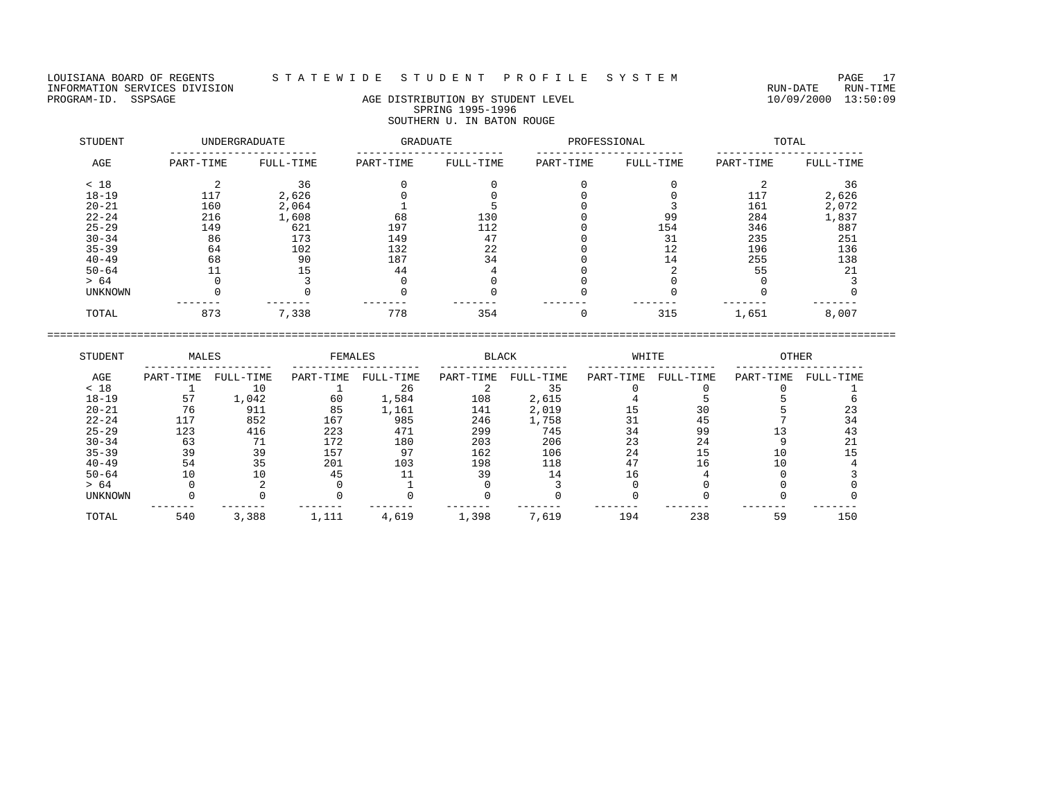LOUISIANA BOARD OF REGENTS — STATEWIDE STUDENT PROFILE SYSTEM

INFORMATION SERVICES DIVISION — RUN-DATE 10/09/2000 RUN-TIME 13:50:09

PROGRAM-ID. SSPSAGE

## AGE DISTRIBUTION BY STUDENT LEVEL
### SPRING 1995-1996
### SOUTHERN U. IN BATON ROUGE

| STUDENT AGE | UNDERGRADUATE PART-TIME | UNDERGRADUATE FULL-TIME | GRADUATE PART-TIME | GRADUATE FULL-TIME | PROFESSIONAL PART-TIME | PROFESSIONAL FULL-TIME | TOTAL PART-TIME | TOTAL FULL-TIME |
|---|---|---|---|---|---|---|---|---|
| < 18 | 2 | 36 | 0 | 0 | 0 | 0 | 2 | 36 |
| 18-19 | 117 | 2,626 | 0 | 0 | 0 | 0 | 117 | 2,626 |
| 20-21 | 160 | 2,064 | 1 | 5 | 0 | 3 | 161 | 2,072 |
| 22-24 | 216 | 1,608 | 68 | 130 | 0 | 99 | 284 | 1,837 |
| 25-29 | 149 | 621 | 197 | 112 | 0 | 154 | 346 | 887 |
| 30-34 | 86 | 173 | 149 | 47 | 0 | 31 | 235 | 251 |
| 35-39 | 64 | 102 | 132 | 22 | 0 | 12 | 196 | 136 |
| 40-49 | 68 | 90 | 187 | 34 | 0 | 14 | 255 | 138 |
| 50-64 | 11 | 15 | 44 | 4 | 0 | 2 | 55 | 21 |
| > 64 | 0 | 3 | 0 | 0 | 0 | 0 | 0 | 3 |
| UNKNOWN | 0 | 0 | 0 | 0 | 0 | 0 | 0 | 0 |
| TOTAL | 873 | 7,338 | 778 | 354 | 0 | 315 | 1,651 | 8,007 |

| STUDENT AGE | MALES PART-TIME | MALES FULL-TIME | FEMALES PART-TIME | FEMALES FULL-TIME | BLACK PART-TIME | BLACK FULL-TIME | WHITE PART-TIME | WHITE FULL-TIME | OTHER PART-TIME | OTHER FULL-TIME |
|---|---|---|---|---|---|---|---|---|---|---|
| < 18 | 1 | 10 | 1 | 26 | 2 | 35 | 0 | 0 | 0 | 1 |
| 18-19 | 57 | 1,042 | 60 | 1,584 | 108 | 2,615 | 4 | 5 | 5 | 6 |
| 20-21 | 76 | 911 | 85 | 1,161 | 141 | 2,019 | 15 | 30 | 5 | 23 |
| 22-24 | 117 | 852 | 167 | 985 | 246 | 1,758 | 31 | 45 | 7 | 34 |
| 25-29 | 123 | 416 | 223 | 471 | 299 | 745 | 34 | 99 | 13 | 43 |
| 30-34 | 63 | 71 | 172 | 180 | 203 | 206 | 23 | 24 | 9 | 21 |
| 35-39 | 39 | 39 | 157 | 97 | 162 | 106 | 24 | 15 | 10 | 15 |
| 40-49 | 54 | 35 | 201 | 103 | 198 | 118 | 47 | 16 | 10 | 4 |
| 50-64 | 10 | 10 | 45 | 11 | 39 | 14 | 16 | 4 | 0 | 3 |
| > 64 | 0 | 2 | 0 | 1 | 0 | 3 | 0 | 0 | 0 | 0 |
| UNKNOWN | 0 | 0 | 0 | 0 | 0 | 0 | 0 | 0 | 0 | 0 |
| TOTAL | 540 | 3,388 | 1,111 | 4,619 | 1,398 | 7,619 | 194 | 238 | 59 | 150 |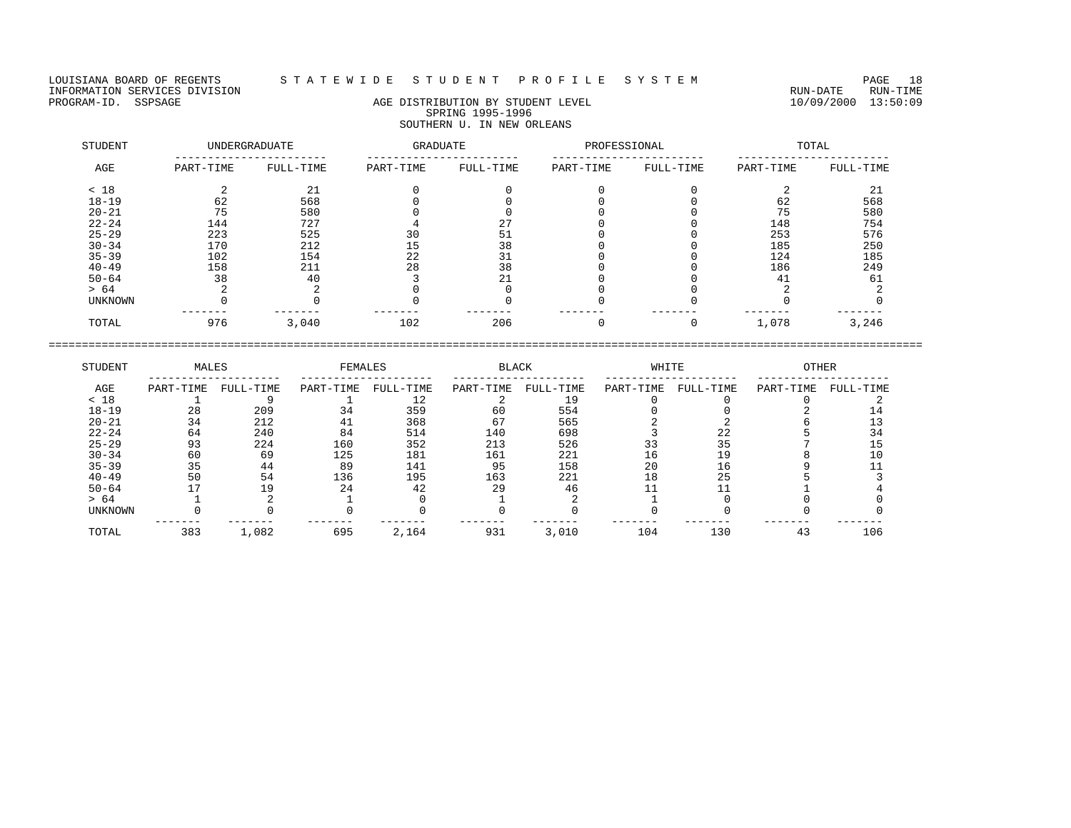LOUISIANA BOARD OF REGENTS — STATEWIDE STUDENT PROFILE SYSTEM

INFORMATION SERVICES DIVISION — RUN-DATE 10/09/2000, RUN-TIME 13:50:09

PROGRAM-ID. SSPSAGE

# AGE DISTRIBUTION BY STUDENT LEVEL

## SPRING 1995-1996

## SOUTHERN U. IN NEW ORLEANS

| STUDENT | UNDERGRADUATE | | GRADUATE | | PROFESSIONAL | | TOTAL | |
|---|---|---|---|---|---|---|---|---|
| AGE | PART-TIME | FULL-TIME | PART-TIME | FULL-TIME | PART-TIME | FULL-TIME | PART-TIME | FULL-TIME |
| < 18 | 2 | 21 | 0 | 0 | 0 | 0 | 2 | 21 |
| 18-19 | 62 | 568 | 0 | 0 | 0 | 0 | 62 | 568 |
| 20-21 | 75 | 580 | 0 | 0 | 0 | 0 | 75 | 580 |
| 22-24 | 144 | 727 | 4 | 27 | 0 | 0 | 148 | 754 |
| 25-29 | 223 | 525 | 30 | 51 | 0 | 0 | 253 | 576 |
| 30-34 | 170 | 212 | 15 | 38 | 0 | 0 | 185 | 250 |
| 35-39 | 102 | 154 | 22 | 31 | 0 | 0 | 124 | 185 |
| 40-49 | 158 | 211 | 28 | 38 | 0 | 0 | 186 | 249 |
| 50-64 | 38 | 40 | 3 | 21 | 0 | 0 | 41 | 61 |
| > 64 | 2 | 2 | 0 | 0 | 0 | 0 | 2 | 2 |
| UNKNOWN | 0 | 0 | 0 | 0 | 0 | 0 | 0 | 0 |
| TOTAL | 976 | 3,040 | 102 | 206 | 0 | 0 | 1,078 | 3,246 |

| STUDENT | MALES | | FEMALES | | BLACK | | WHITE | | OTHER | |
|---|---|---|---|---|---|---|---|---|---|---|
| AGE | PART-TIME | FULL-TIME | PART-TIME | FULL-TIME | PART-TIME | FULL-TIME | PART-TIME | FULL-TIME | PART-TIME | FULL-TIME |
| < 18 | 1 | 9 | 1 | 12 | 2 | 19 | 0 | 0 | 0 | 2 |
| 18-19 | 28 | 209 | 34 | 359 | 60 | 554 | 0 | 0 | 2 | 14 |
| 20-21 | 34 | 212 | 41 | 368 | 67 | 565 | 2 | 2 | 6 | 13 |
| 22-24 | 64 | 240 | 84 | 514 | 140 | 698 | 3 | 22 | 5 | 34 |
| 25-29 | 93 | 224 | 160 | 352 | 213 | 526 | 33 | 35 | 7 | 15 |
| 30-34 | 60 | 69 | 125 | 181 | 161 | 221 | 16 | 19 | 8 | 10 |
| 35-39 | 35 | 44 | 89 | 141 | 95 | 158 | 20 | 16 | 9 | 11 |
| 40-49 | 50 | 54 | 136 | 195 | 163 | 221 | 18 | 25 | 5 | 3 |
| 50-64 | 17 | 19 | 24 | 42 | 29 | 46 | 11 | 11 | 1 | 4 |
| > 64 | 1 | 2 | 1 | 0 | 1 | 2 | 1 | 0 | 0 | 0 |
| UNKNOWN | 0 | 0 | 0 | 0 | 0 | 0 | 0 | 0 | 0 | 0 |
| TOTAL | 383 | 1,082 | 695 | 2,164 | 931 | 3,010 | 104 | 130 | 43 | 106 |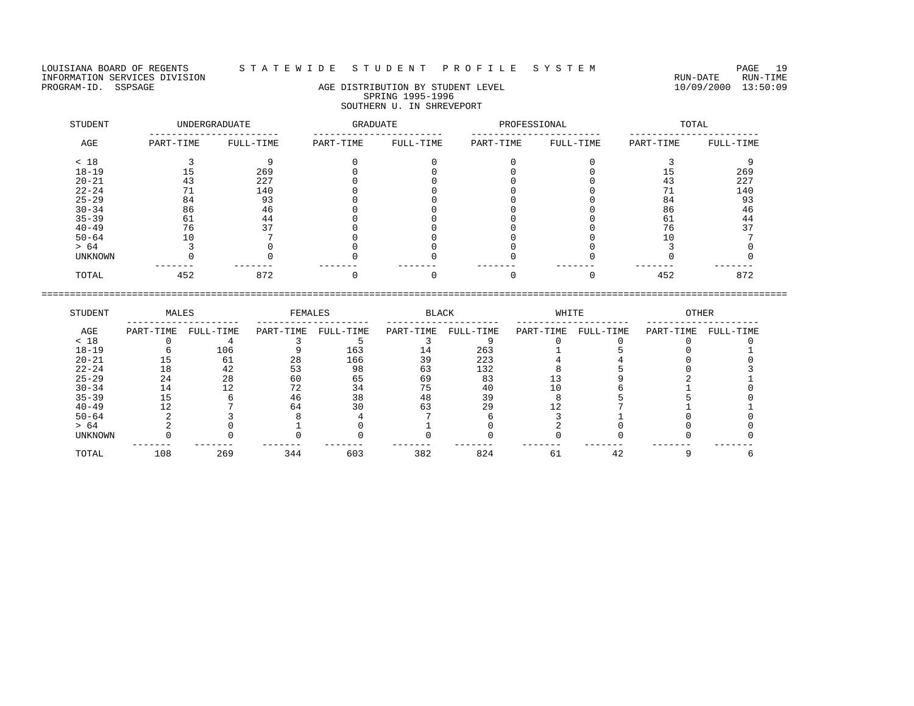LOUISIANA BOARD OF REGENTS — STATEWIDE STUDENT PROFILE SYSTEM

INFORMATION SERVICES DIVISION — RUN-DATE 10/09/2000 RUN-TIME 13:50:09

PROGRAM-ID. SSPSAGE

## AGE DISTRIBUTION BY STUDENT LEVEL
### SPRING 1995-1996
### SOUTHERN U. IN SHREVEPORT

| STUDENT | UNDERGRADUATE | | GRADUATE | | PROFESSIONAL | | TOTAL | |
|---|---|---|---|---|---|---|---|---|
| AGE | PART-TIME | FULL-TIME | PART-TIME | FULL-TIME | PART-TIME | FULL-TIME | PART-TIME | FULL-TIME |
| < 18 | 3 | 9 | 0 | 0 | 0 | 0 | 3 | 9 |
| 18-19 | 15 | 269 | 0 | 0 | 0 | 0 | 15 | 269 |
| 20-21 | 43 | 227 | 0 | 0 | 0 | 0 | 43 | 227 |
| 22-24 | 71 | 140 | 0 | 0 | 0 | 0 | 71 | 140 |
| 25-29 | 84 | 93 | 0 | 0 | 0 | 0 | 84 | 93 |
| 30-34 | 86 | 46 | 0 | 0 | 0 | 0 | 86 | 46 |
| 35-39 | 61 | 44 | 0 | 0 | 0 | 0 | 61 | 44 |
| 40-49 | 76 | 37 | 0 | 0 | 0 | 0 | 76 | 37 |
| 50-64 | 10 | 7 | 0 | 0 | 0 | 0 | 10 | 7 |
| > 64 | 3 | 0 | 0 | 0 | 0 | 0 | 3 | 0 |
| UNKNOWN | 0 | 0 | 0 | 0 | 0 | 0 | 0 | 0 |
| TOTAL | 452 | 872 | 0 | 0 | 0 | 0 | 452 | 872 |

| STUDENT | MALES | | FEMALES | | BLACK | | WHITE | | OTHER | |
|---|---|---|---|---|---|---|---|---|---|---|
| AGE | PART-TIME | FULL-TIME | PART-TIME | FULL-TIME | PART-TIME | FULL-TIME | PART-TIME | FULL-TIME | PART-TIME | FULL-TIME |
| < 18 | 0 | 4 | 3 | 5 | 3 | 9 | 0 | 0 | 0 | 0 |
| 18-19 | 6 | 106 | 9 | 163 | 14 | 263 | 1 | 5 | 0 | 1 |
| 20-21 | 15 | 61 | 28 | 166 | 39 | 223 | 4 | 4 | 0 | 0 |
| 22-24 | 18 | 42 | 53 | 98 | 63 | 132 | 8 | 5 | 0 | 3 |
| 25-29 | 24 | 28 | 60 | 65 | 69 | 83 | 13 | 9 | 2 | 1 |
| 30-34 | 14 | 12 | 72 | 34 | 75 | 40 | 10 | 6 | 1 | 0 |
| 35-39 | 15 | 6 | 46 | 38 | 48 | 39 | 8 | 5 | 5 | 0 |
| 40-49 | 12 | 7 | 64 | 30 | 63 | 29 | 12 | 7 | 1 | 1 |
| 50-64 | 2 | 3 | 8 | 4 | 7 | 6 | 3 | 1 | 0 | 0 |
| > 64 | 2 | 0 | 1 | 0 | 1 | 0 | 2 | 0 | 0 | 0 |
| UNKNOWN | 0 | 0 | 0 | 0 | 0 | 0 | 0 | 0 | 0 | 0 |
| TOTAL | 108 | 269 | 344 | 603 | 382 | 824 | 61 | 42 | 9 | 6 |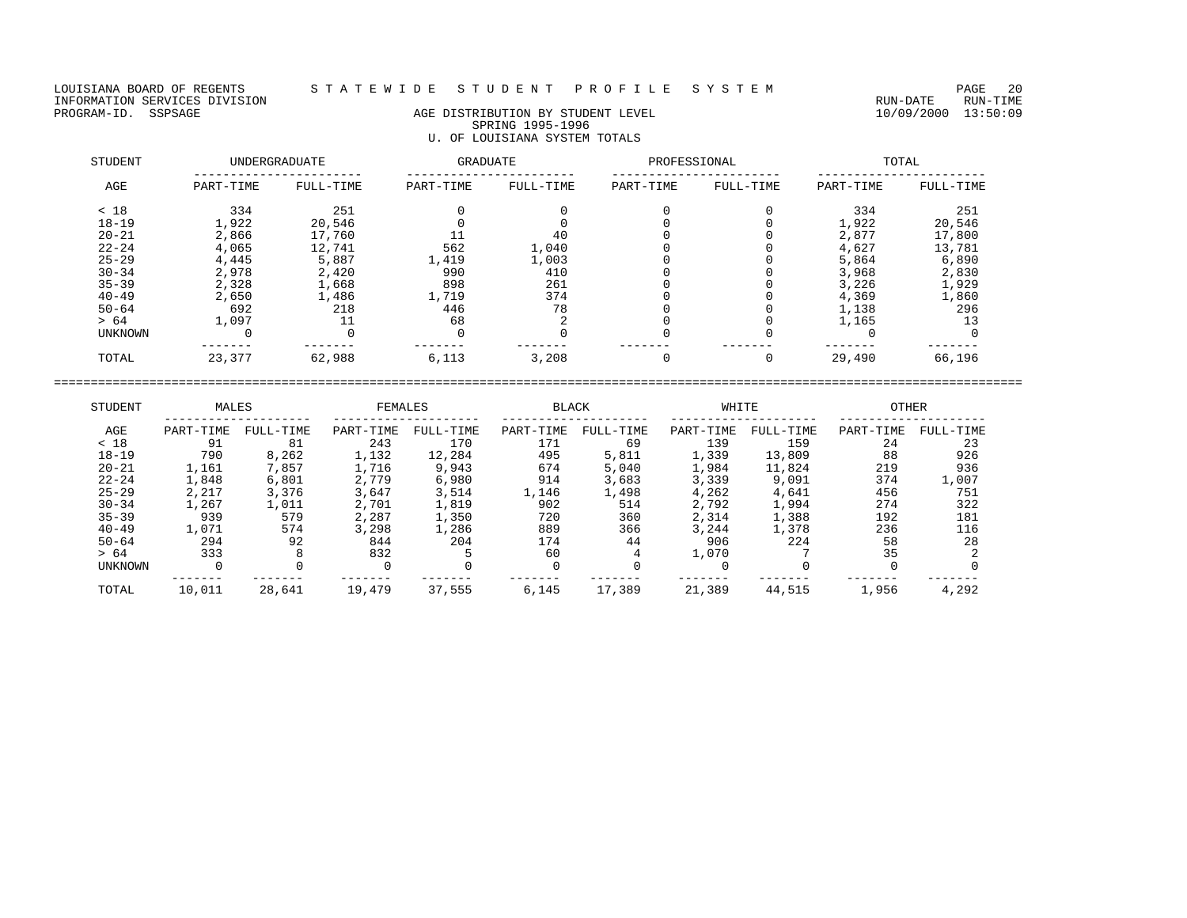LOUISIANA BOARD OF REGENTS — STATEWIDE STUDENT PROFILE SYSTEM

INFORMATION SERVICES DIVISION — RUN-DATE 10/09/2000 RUN-TIME 13:50:09

PROGRAM-ID. SSPSAGE

## AGE DISTRIBUTION BY STUDENT LEVEL
### SPRING 1995-1996
### U. OF LOUISIANA SYSTEM TOTALS

| STUDENT | UNDERGRADUATE | | GRADUATE | | PROFESSIONAL | | TOTAL | |
|---|---|---|---|---|---|---|---|---|
| AGE | PART-TIME | FULL-TIME | PART-TIME | FULL-TIME | PART-TIME | FULL-TIME | PART-TIME | FULL-TIME |
| < 18 | 334 | 251 | 0 | 0 | 0 | 0 | 334 | 251 |
| 18-19 | 1,922 | 20,546 | 0 | 0 | 0 | 0 | 1,922 | 20,546 |
| 20-21 | 2,866 | 17,760 | 11 | 40 | 0 | 0 | 2,877 | 17,800 |
| 22-24 | 4,065 | 12,741 | 562 | 1,040 | 0 | 0 | 4,627 | 13,781 |
| 25-29 | 4,445 | 5,887 | 1,419 | 1,003 | 0 | 0 | 5,864 | 6,890 |
| 30-34 | 2,978 | 2,420 | 990 | 410 | 0 | 0 | 3,968 | 2,830 |
| 35-39 | 2,328 | 1,668 | 898 | 261 | 0 | 0 | 3,226 | 1,929 |
| 40-49 | 2,650 | 1,486 | 1,719 | 374 | 0 | 0 | 4,369 | 1,860 |
| 50-64 | 692 | 218 | 446 | 78 | 0 | 0 | 1,138 | 296 |
| > 64 | 1,097 | 11 | 68 | 2 | 0 | 0 | 1,165 | 13 |
| UNKNOWN | 0 | 0 | 0 | 0 | 0 | 0 | 0 | 0 |
| TOTAL | 23,377 | 62,988 | 6,113 | 3,208 | 0 | 0 | 29,490 | 66,196 |

| STUDENT | MALES | | FEMALES | | BLACK | | WHITE | | OTHER | |
|---|---|---|---|---|---|---|---|---|---|---|
| AGE | PART-TIME | FULL-TIME | PART-TIME | FULL-TIME | PART-TIME | FULL-TIME | PART-TIME | FULL-TIME | PART-TIME | FULL-TIME |
| < 18 | 91 | 81 | 243 | 170 | 171 | 69 | 139 | 159 | 24 | 23 |
| 18-19 | 790 | 8,262 | 1,132 | 12,284 | 495 | 5,811 | 1,339 | 13,809 | 88 | 926 |
| 20-21 | 1,161 | 7,857 | 1,716 | 9,943 | 674 | 5,040 | 1,984 | 11,824 | 219 | 936 |
| 22-24 | 1,848 | 6,801 | 2,779 | 6,980 | 914 | 3,683 | 3,339 | 9,091 | 374 | 1,007 |
| 25-29 | 2,217 | 3,376 | 3,647 | 3,514 | 1,146 | 1,498 | 4,262 | 4,641 | 456 | 751 |
| 30-34 | 1,267 | 1,011 | 2,701 | 1,819 | 902 | 514 | 2,792 | 1,994 | 274 | 322 |
| 35-39 | 939 | 579 | 2,287 | 1,350 | 720 | 360 | 2,314 | 1,388 | 192 | 181 |
| 40-49 | 1,071 | 574 | 3,298 | 1,286 | 889 | 366 | 3,244 | 1,378 | 236 | 116 |
| 50-64 | 294 | 92 | 844 | 204 | 174 | 44 | 906 | 224 | 58 | 28 |
| > 64 | 333 | 8 | 832 | 5 | 60 | 4 | 1,070 | 7 | 35 | 2 |
| UNKNOWN | 0 | 0 | 0 | 0 | 0 | 0 | 0 | 0 | 0 | 0 |
| TOTAL | 10,011 | 28,641 | 19,479 | 37,555 | 6,145 | 17,389 | 21,389 | 44,515 | 1,956 | 4,292 |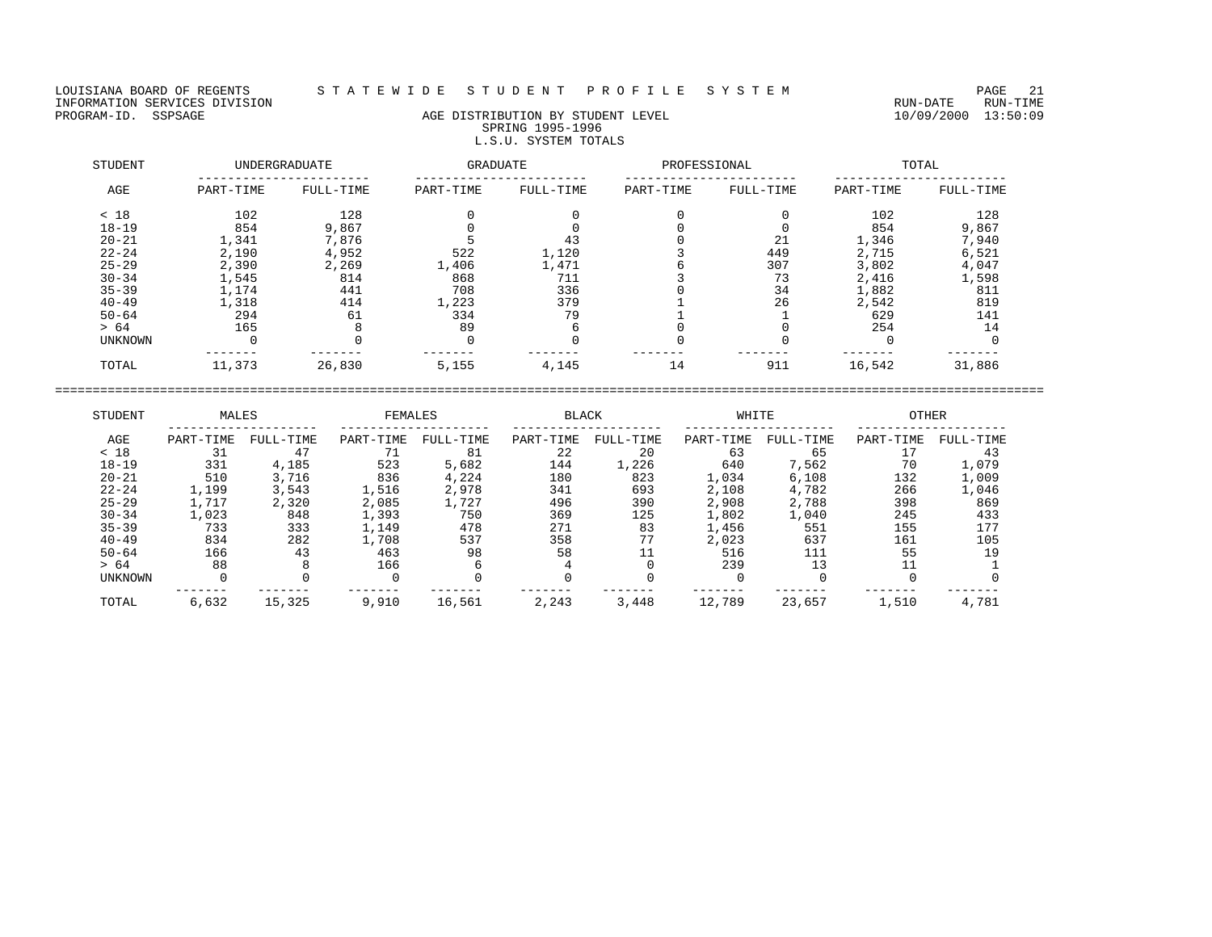LOUISIANA BOARD OF REGENTS — STATEWIDE STUDENT PROFILE SYSTEM

INFORMATION SERVICES DIVISION — RUN-DATE 10/09/2000 RUN-TIME 13:50:09

PROGRAM-ID. SSPSAGE

# AGE DISTRIBUTION BY STUDENT LEVEL
## SPRING 1995-1996
## L.S.U. SYSTEM TOTALS

| STUDENT AGE | UNDERGRADUATE | | GRADUATE | | PROFESSIONAL | | TOTAL | |
|---|---|---|---|---|---|---|---|---|
| | PART-TIME | FULL-TIME | PART-TIME | FULL-TIME | PART-TIME | FULL-TIME | PART-TIME | FULL-TIME |
| < 18 | 102 | 128 | 0 | 0 | 0 | 0 | 102 | 128 |
| 18-19 | 854 | 9,867 | 0 | 0 | 0 | 0 | 854 | 9,867 |
| 20-21 | 1,341 | 7,876 | 5 | 43 | 0 | 21 | 1,346 | 7,940 |
| 22-24 | 2,190 | 4,952 | 522 | 1,120 | 3 | 449 | 2,715 | 6,521 |
| 25-29 | 2,390 | 2,269 | 1,406 | 1,471 | 6 | 307 | 3,802 | 4,047 |
| 30-34 | 1,545 | 814 | 868 | 711 | 3 | 73 | 2,416 | 1,598 |
| 35-39 | 1,174 | 441 | 708 | 336 | 0 | 34 | 1,882 | 811 |
| 40-49 | 1,318 | 414 | 1,223 | 379 | 1 | 26 | 2,542 | 819 |
| 50-64 | 294 | 61 | 334 | 79 | 1 | 1 | 629 | 141 |
| > 64 | 165 | 8 | 89 | 6 | 0 | 0 | 254 | 14 |
| UNKNOWN | 0 | 0 | 0 | 0 | 0 | 0 | 0 | 0 |
| TOTAL | 11,373 | 26,830 | 5,155 | 4,145 | 14 | 911 | 16,542 | 31,886 |

| STUDENT AGE | MALES | | FEMALES | | BLACK | | WHITE | | OTHER | |
|---|---|---|---|---|---|---|---|---|---|---|
| | PART-TIME | FULL-TIME | PART-TIME | FULL-TIME | PART-TIME | FULL-TIME | PART-TIME | FULL-TIME | PART-TIME | FULL-TIME |
| < 18 | 31 | 47 | 71 | 81 | 22 | 20 | 63 | 65 | 17 | 43 |
| 18-19 | 331 | 4,185 | 523 | 5,682 | 144 | 1,226 | 640 | 7,562 | 70 | 1,079 |
| 20-21 | 510 | 3,716 | 836 | 4,224 | 180 | 823 | 1,034 | 6,108 | 132 | 1,009 |
| 22-24 | 1,199 | 3,543 | 1,516 | 2,978 | 341 | 693 | 2,108 | 4,782 | 266 | 1,046 |
| 25-29 | 1,717 | 2,320 | 2,085 | 1,727 | 496 | 390 | 2,908 | 2,788 | 398 | 869 |
| 30-34 | 1,023 | 848 | 1,393 | 750 | 369 | 125 | 1,802 | 1,040 | 245 | 433 |
| 35-39 | 733 | 333 | 1,149 | 478 | 271 | 83 | 1,456 | 551 | 155 | 177 |
| 40-49 | 834 | 282 | 1,708 | 537 | 358 | 77 | 2,023 | 637 | 161 | 105 |
| 50-64 | 166 | 43 | 463 | 98 | 58 | 11 | 516 | 111 | 55 | 19 |
| > 64 | 88 | 8 | 166 | 6 | 4 | 0 | 239 | 13 | 11 | 1 |
| UNKNOWN | 0 | 0 | 0 | 0 | 0 | 0 | 0 | 0 | 0 | 0 |
| TOTAL | 6,632 | 15,325 | 9,910 | 16,561 | 2,243 | 3,448 | 12,789 | 23,657 | 1,510 | 4,781 |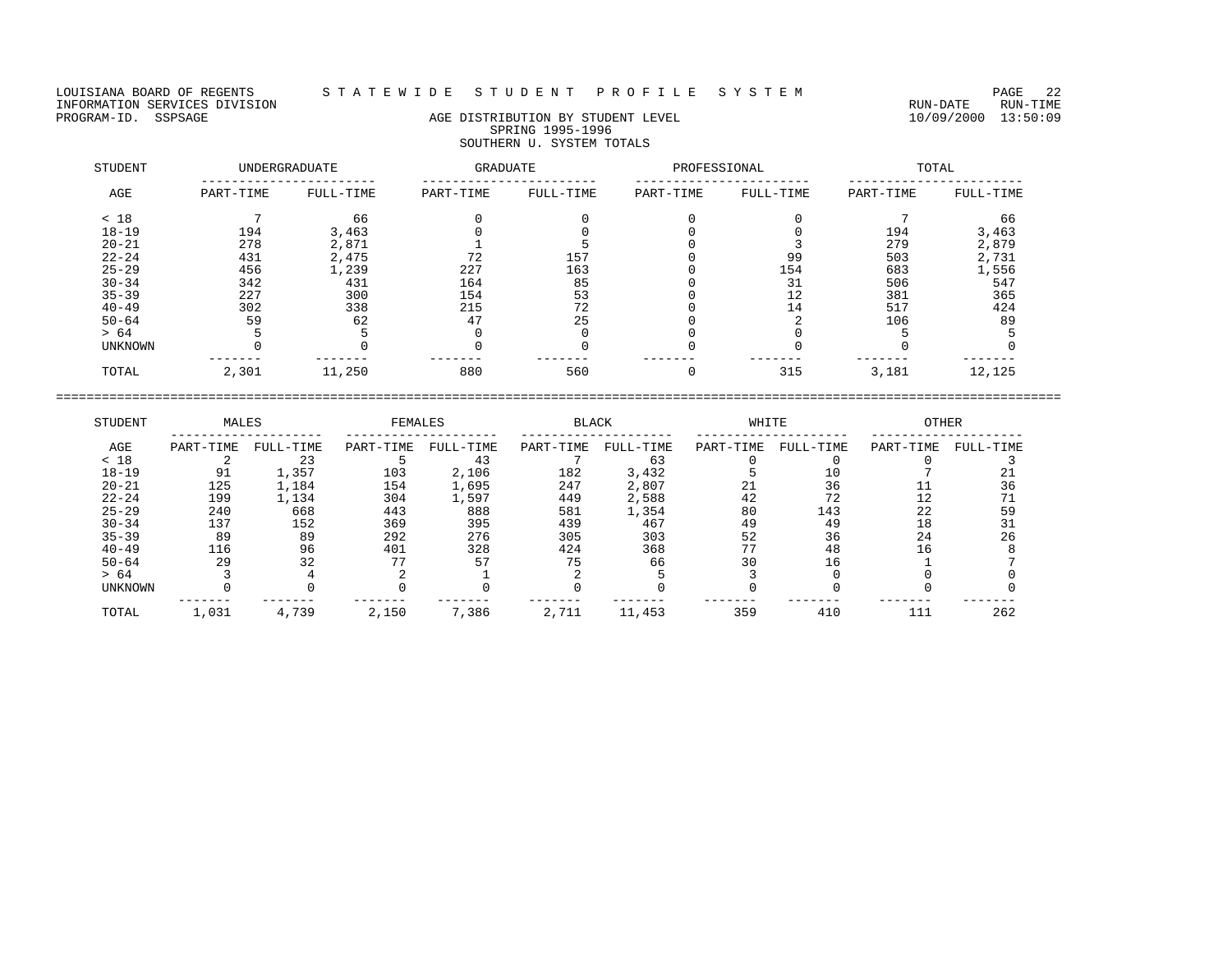LOUISIANA BOARD OF REGENTS — STATEWIDE STUDENT PROFILE SYSTEM

INFORMATION SERVICES DIVISION — RUN-DATE 10/09/2000 RUN-TIME 13:50:09

PROGRAM-ID. SSPSAGE

## AGE DISTRIBUTION BY STUDENT LEVEL
### SPRING 1995-1996
### SOUTHERN U. SYSTEM TOTALS

| STUDENT | UNDERGRADUATE | | GRADUATE | | PROFESSIONAL | | TOTAL | |
|---|---|---|---|---|---|---|---|---|
| AGE | PART-TIME | FULL-TIME | PART-TIME | FULL-TIME | PART-TIME | FULL-TIME | PART-TIME | FULL-TIME |
| < 18 | 7 | 66 | 0 | 0 | 0 | 0 | 7 | 66 |
| 18-19 | 194 | 3,463 | 0 | 0 | 0 | 0 | 194 | 3,463 |
| 20-21 | 278 | 2,871 | 1 | 5 | 0 | 3 | 279 | 2,879 |
| 22-24 | 431 | 2,475 | 72 | 157 | 0 | 99 | 503 | 2,731 |
| 25-29 | 456 | 1,239 | 227 | 163 | 0 | 154 | 683 | 1,556 |
| 30-34 | 342 | 431 | 164 | 85 | 0 | 31 | 506 | 547 |
| 35-39 | 227 | 300 | 154 | 53 | 0 | 12 | 381 | 365 |
| 40-49 | 302 | 338 | 215 | 72 | 0 | 14 | 517 | 424 |
| 50-64 | 59 | 62 | 47 | 25 | 0 | 2 | 106 | 89 |
| > 64 | 5 | 5 | 0 | 0 | 0 | 0 | 5 | 5 |
| UNKNOWN | 0 | 0 | 0 | 0 | 0 | 0 | 0 | 0 |
| TOTAL | 2,301 | 11,250 | 880 | 560 | 0 | 315 | 3,181 | 12,125 |

| STUDENT | MALES | | FEMALES | | BLACK | | WHITE | | OTHER | |
|---|---|---|---|---|---|---|---|---|---|---|
| AGE | PART-TIME | FULL-TIME | PART-TIME | FULL-TIME | PART-TIME | FULL-TIME | PART-TIME | FULL-TIME | PART-TIME | FULL-TIME |
| < 18 | 2 | 23 | 5 | 43 | 7 | 63 | 0 | 0 | 0 | 3 |
| 18-19 | 91 | 1,357 | 103 | 2,106 | 182 | 3,432 | 5 | 10 | 7 | 21 |
| 20-21 | 125 | 1,184 | 154 | 1,695 | 247 | 2,807 | 21 | 36 | 11 | 36 |
| 22-24 | 199 | 1,134 | 304 | 1,597 | 449 | 2,588 | 42 | 72 | 12 | 71 |
| 25-29 | 240 | 668 | 443 | 888 | 581 | 1,354 | 80 | 143 | 22 | 59 |
| 30-34 | 137 | 152 | 369 | 395 | 439 | 467 | 49 | 49 | 18 | 31 |
| 35-39 | 89 | 89 | 292 | 276 | 305 | 303 | 52 | 36 | 24 | 26 |
| 40-49 | 116 | 96 | 401 | 328 | 424 | 368 | 77 | 48 | 16 | 8 |
| 50-64 | 29 | 32 | 77 | 57 | 75 | 66 | 30 | 16 | 1 | 7 |
| > 64 | 3 | 4 | 2 | 1 | 2 | 5 | 3 | 0 | 0 | 0 |
| UNKNOWN | 0 | 0 | 0 | 0 | 0 | 0 | 0 | 0 | 0 | 0 |
| TOTAL | 1,031 | 4,739 | 2,150 | 7,386 | 2,711 | 11,453 | 359 | 410 | 111 | 262 |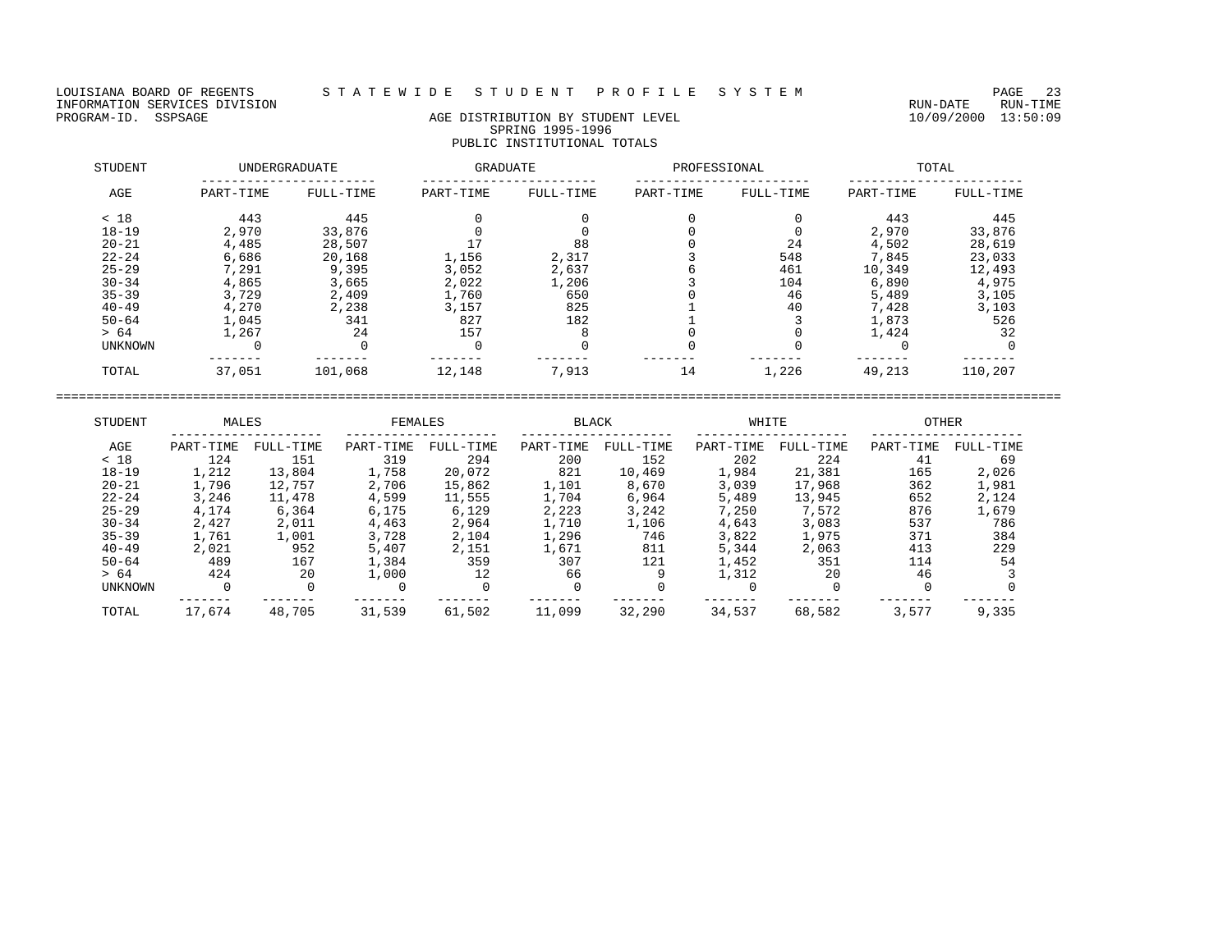LOUISIANA BOARD OF REGENTS — STATEWIDE STUDENT PROFILE SYSTEM

INFORMATION SERVICES DIVISION — RUN-DATE 10/09/2000 RUN-TIME 13:50:09

PROGRAM-ID. SSPSAGE

## AGE DISTRIBUTION BY STUDENT LEVEL
### SPRING 1995-1996
### PUBLIC INSTITUTIONAL TOTALS

| STUDENT | UNDERGRADUATE | | GRADUATE | | PROFESSIONAL | | TOTAL | |
|---|---|---|---|---|---|---|---|---|
| AGE | PART-TIME | FULL-TIME | PART-TIME | FULL-TIME | PART-TIME | FULL-TIME | PART-TIME | FULL-TIME |
| < 18 | 443 | 445 | 0 | 0 | 0 | 0 | 443 | 445 |
| 18-19 | 2,970 | 33,876 | 0 | 0 | 0 | 0 | 2,970 | 33,876 |
| 20-21 | 4,485 | 28,507 | 17 | 88 | 0 | 24 | 4,502 | 28,619 |
| 22-24 | 6,686 | 20,168 | 1,156 | 2,317 | 3 | 548 | 7,845 | 23,033 |
| 25-29 | 7,291 | 9,395 | 3,052 | 2,637 | 6 | 461 | 10,349 | 12,493 |
| 30-34 | 4,865 | 3,665 | 2,022 | 1,206 | 3 | 104 | 6,890 | 4,975 |
| 35-39 | 3,729 | 2,409 | 1,760 | 650 | 0 | 46 | 5,489 | 3,105 |
| 40-49 | 4,270 | 2,238 | 3,157 | 825 | 1 | 40 | 7,428 | 3,103 |
| 50-64 | 1,045 | 341 | 827 | 182 | 1 | 3 | 1,873 | 526 |
| > 64 | 1,267 | 24 | 157 | 8 | 0 | 0 | 1,424 | 32 |
| UNKNOWN | 0 | 0 | 0 | 0 | 0 | 0 | 0 | 0 |
| TOTAL | 37,051 | 101,068 | 12,148 | 7,913 | 14 | 1,226 | 49,213 | 110,207 |

| STUDENT | MALES | | FEMALES | | BLACK | | WHITE | | OTHER | |
|---|---|---|---|---|---|---|---|---|---|---|
| AGE | PART-TIME | FULL-TIME | PART-TIME | FULL-TIME | PART-TIME | FULL-TIME | PART-TIME | FULL-TIME | PART-TIME | FULL-TIME |
| < 18 | 124 | 151 | 319 | 294 | 200 | 152 | 202 | 224 | 41 | 69 |
| 18-19 | 1,212 | 13,804 | 1,758 | 20,072 | 821 | 10,469 | 1,984 | 21,381 | 165 | 2,026 |
| 20-21 | 1,796 | 12,757 | 2,706 | 15,862 | 1,101 | 8,670 | 3,039 | 17,968 | 362 | 1,981 |
| 22-24 | 3,246 | 11,478 | 4,599 | 11,555 | 1,704 | 6,964 | 5,489 | 13,945 | 652 | 2,124 |
| 25-29 | 4,174 | 6,364 | 6,175 | 6,129 | 2,223 | 3,242 | 7,250 | 7,572 | 876 | 1,679 |
| 30-34 | 2,427 | 2,011 | 4,463 | 2,964 | 1,710 | 1,106 | 4,643 | 3,083 | 537 | 786 |
| 35-39 | 1,761 | 1,001 | 3,728 | 2,104 | 1,296 | 746 | 3,822 | 1,975 | 371 | 384 |
| 40-49 | 2,021 | 952 | 5,407 | 2,151 | 1,671 | 811 | 5,344 | 2,063 | 413 | 229 |
| 50-64 | 489 | 167 | 1,384 | 359 | 307 | 121 | 1,452 | 351 | 114 | 54 |
| > 64 | 424 | 20 | 1,000 | 12 | 66 | 9 | 1,312 | 20 | 46 | 3 |
| UNKNOWN | 0 | 0 | 0 | 0 | 0 | 0 | 0 | 0 | 0 | 0 |
| TOTAL | 17,674 | 48,705 | 31,539 | 61,502 | 11,099 | 32,290 | 34,537 | 68,582 | 3,577 | 9,335 |